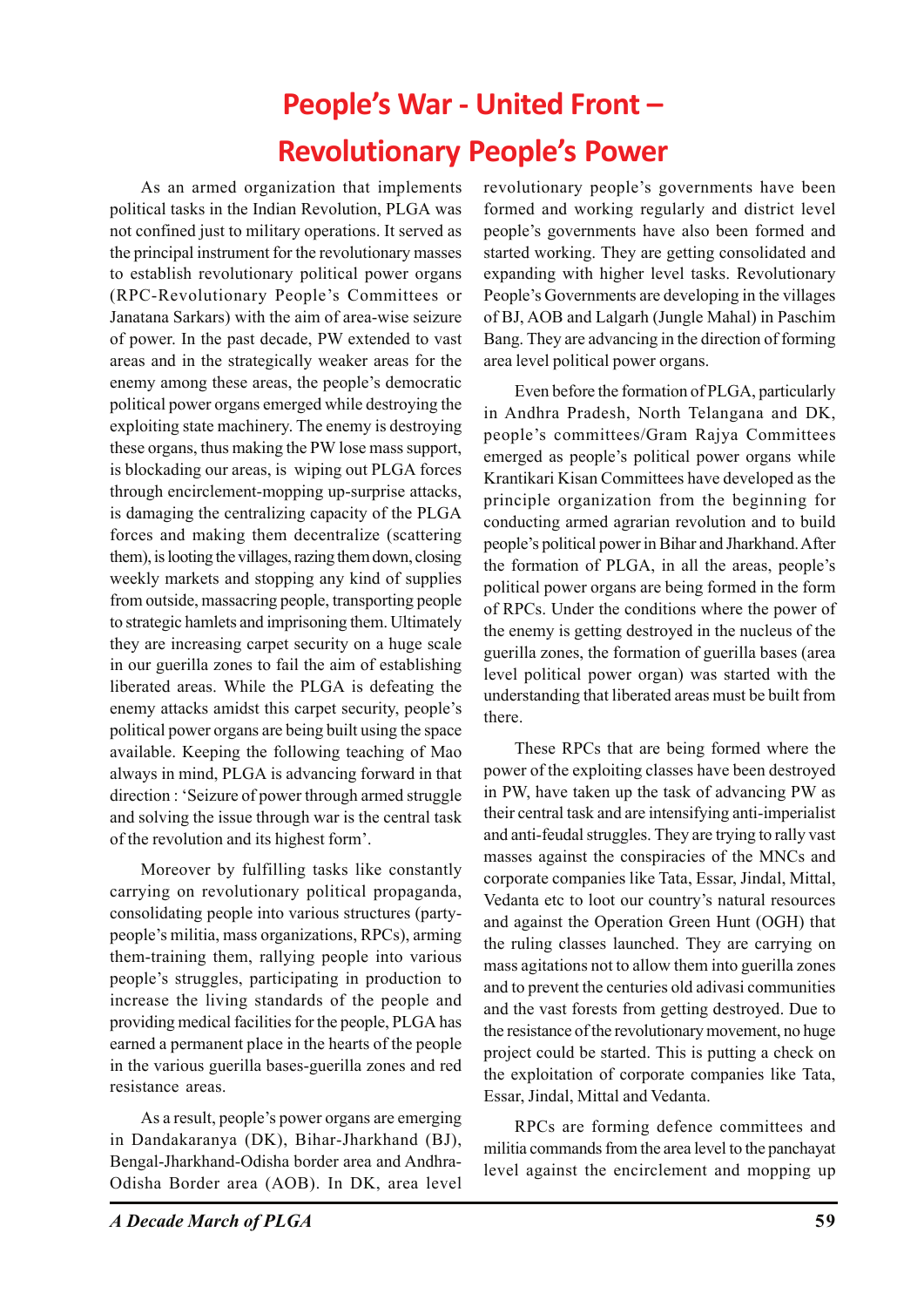# People's War - United Front – Revolutionary People's Power

As an armed organization that implements political tasks in the Indian Revolution, PLGA was not confined just to military operations. It served as the principal instrument for the revolutionary masses to establish revolutionary political power organs (RPC-Revolutionary People's Committees or Janatana Sarkars) with the aim of area-wise seizure of power. In the past decade, PW extended to vast areas and in the strategically weaker areas for the enemy among these areas, the people's democratic political power organs emerged while destroying the exploiting state machinery. The enemy is destroying these organs, thus making the PW lose mass support, is blockading our areas, is wiping out PLGA forces through encirclement-mopping up-surprise attacks, is damaging the centralizing capacity of the PLGA forces and making them decentralize (scattering them), is looting the villages, razing them down, closing weekly markets and stopping any kind of supplies from outside, massacring people, transporting people to strategic hamlets and imprisoning them. Ultimately they are increasing carpet security on a huge scale in our guerilla zones to fail the aim of establishing liberated areas. While the PLGA is defeating the enemy attacks amidst this carpet security, people's political power organs are being built using the space available. Keeping the following teaching of Mao always in mind, PLGA is advancing forward in that direction : 'Seizure of power through armed struggle and solving the issue through war is the central task of the revolution and its highest form'.

Moreover by fulfilling tasks like constantly carrying on revolutionary political propaganda, consolidating people into various structures (party-people's militia, mass organizations, RPCs), arming them-training them, rallying people into various people's struggles, participating in production to increase the living standards of the people and providing medical facilities for the people, PLGA has earned a permanent place in the hearts of the people in the various guerilla bases-guerilla zones and red resistance areas.

As a result, people's power organs are emerging in Dandakaranya (DK), Bihar-Jharkhand (BJ), Bengal-Jharkhand-Odisha border area and Andhra-Odisha Border area (AOB). In DK, area level revolutionary people's governments have been formed and working regularly and district level people's governments have also been formed and started working. They are getting consolidated and expanding with higher level tasks. Revolutionary People's Governments are developing in the villages of BJ, AOB and Lalgarh (Jungle Mahal) in Paschim Bang. They are advancing in the direction of forming area level political power organs.

Even before the formation of PLGA, particularly in Andhra Pradesh, North Telangana and DK, people's committees/Gram Rajya Committees emerged as people's political power organs while Krantikari Kisan Committees have developed as the principle organization from the beginning for conducting armed agrarian revolution and to build people's political power in Bihar and Jharkhand. After the formation of PLGA, in all the areas, people's political power organs are being formed in the form of RPCs. Under the conditions where the power of the enemy is getting destroyed in the nucleus of the guerilla zones, the formation of guerilla bases (area level political power organ) was started with the understanding that liberated areas must be built from there.

These RPCs that are being formed where the power of the exploiting classes have been destroyed in PW, have taken up the task of advancing PW as their central task and are intensifying anti-imperialist and anti-feudal struggles. They are trying to rally vast masses against the conspiracies of the MNCs and corporate companies like Tata, Essar, Jindal, Mittal, Vedanta etc to loot our country's natural resources and against the Operation Green Hunt (OGH) that the ruling classes launched. They are carrying on mass agitations not to allow them into guerilla zones and to prevent the centuries old adivasi communities and the vast forests from getting destroyed. Due to the resistance of the revolutionary movement, no huge project could be started. This is putting a check on the exploitation of corporate companies like Tata, Essar, Jindal, Mittal and Vedanta.

RPCs are forming defence committees and militia commands from the area level to the panchayat level against the encirclement and mopping up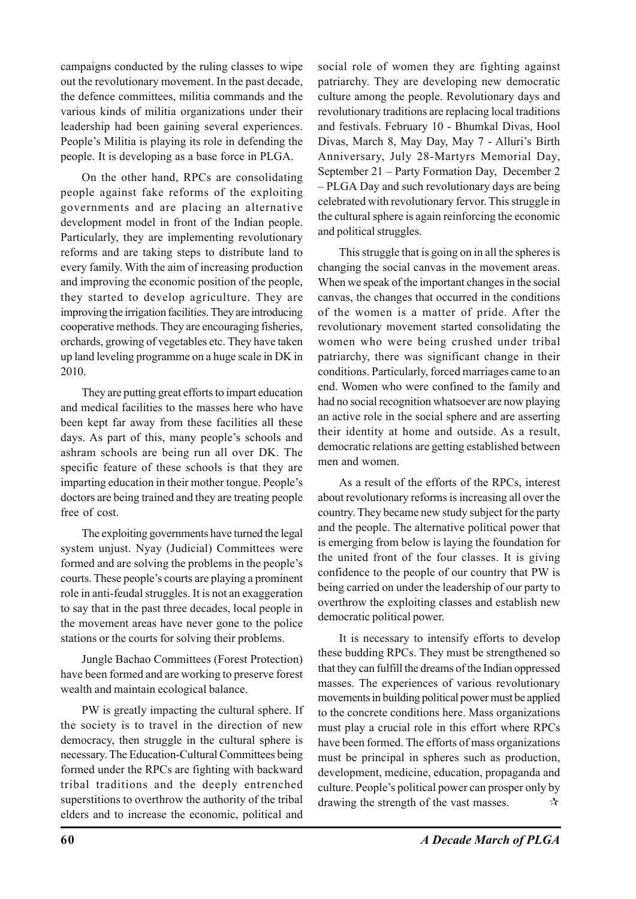campaigns conducted by the ruling classes to wipe out the revolutionary movement. In the past decade, the defence committees, militia commands and the various kinds of militia organizations under their leadership had been gaining several experiences. People's Militia is playing its role in defending the people. It is developing as a base force in PLGA.

On the other hand, RPCs are consolidating people against fake reforms of the exploiting governments and are placing an alternative development model in front of the Indian people. Particularly, they are implementing revolutionary reforms and are taking steps to distribute land to every family. With the aim of increasing production and improving the economic position of the people, they started to develop agriculture. They are improving the irrigation facilities. They are introducing cooperative methods. They are encouraging fisheries, orchards, growing of vegetables etc. They have taken up land leveling programme on a huge scale in DK in 2010.

They are putting great efforts to impart education and medical facilities to the masses here who have been kept far away from these facilities all these days. As part of this, many people's schools and ashram schools are being run all over DK. The specific feature of these schools is that they are imparting education in their mother tongue. People's doctors are being trained and they are treating people free of cost.

The exploiting governments have turned the legal system unjust. Nyay (Judicial) Committees were formed and are solving the problems in the people's courts. These people's courts are playing a prominent role in anti-feudal struggles. It is not an exaggeration to say that in the past three decades, local people in the movement areas have never gone to the police stations or the courts for solving their problems.

Jungle Bachao Committees (Forest Protection) have been formed and are working to preserve forest wealth and maintain ecological balance.

PW is greatly impacting the cultural sphere. If the society is to travel in the direction of new democracy, then struggle in the cultural sphere is necessary. The Education-Cultural Committees being formed under the RPCs are fighting with backward tribal traditions and the deeply entrenched superstitions to overthrow the authority of the tribal elders and to increase the economic, political and social role of women they are fighting against patriarchy. They are developing new democratic culture among the people. Revolutionary days and revolutionary traditions are replacing local traditions and festivals. February 10 - Bhumkal Divas, Hool Divas, March 8, May Day, May 7 - Alluri's Birth Anniversary, July 28-Martyrs Memorial Day, September 21 – Party Formation Day, December 2 – PLGA Day and such revolutionary days are being celebrated with revolutionary fervor. This struggle in the cultural sphere is again reinforcing the economic and political struggles.

This struggle that is going on in all the spheres is changing the social canvas in the movement areas. When we speak of the important changes in the social canvas, the changes that occurred in the conditions of the women is a matter of pride. After the revolutionary movement started consolidating the women who were being crushed under tribal patriarchy, there was significant change in their conditions. Particularly, forced marriages came to an end. Women who were confined to the family and had no social recognition whatsoever are now playing an active role in the social sphere and are asserting their identity at home and outside. As a result, democratic relations are getting established between men and women.

As a result of the efforts of the RPCs, interest about revolutionary reforms is increasing all over the country. They became new study subject for the party and the people. The alternative political power that is emerging from below is laying the foundation for the united front of the four classes. It is giving confidence to the people of our country that PW is being carried on under the leadership of our party to overthrow the exploiting classes and establish new democratic political power.

It is necessary to intensify efforts to develop these budding RPCs. They must be strengthened so that they can fulfill the dreams of the Indian oppressed masses. The experiences of various revolutionary movements in building political power must be applied to the concrete conditions here. Mass organizations must play a crucial role in this effort where RPCs have been formed. The efforts of mass organizations must be principal in spheres such as production, development, medicine, education, propaganda and culture. People's political power can prosper only by drawing the strength of the vast masses. ✫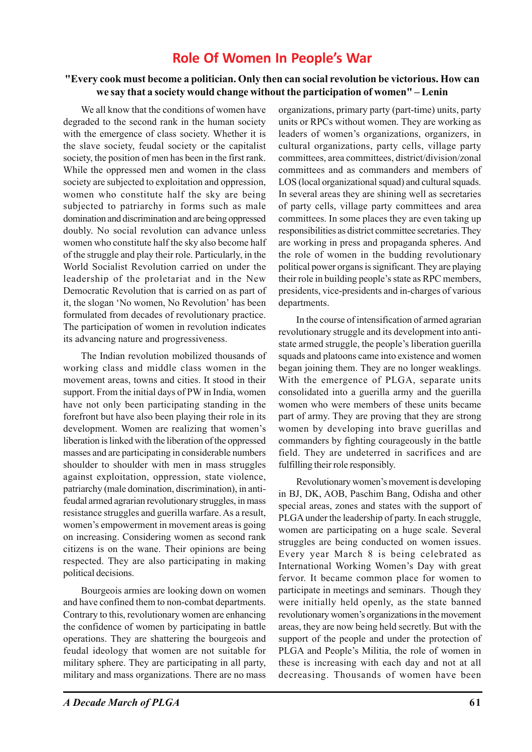# Role Of Women In People's War

**"Every cook must become a politician. Only then can social revolution be victorious. How can we say that a society would change without the participation of women" – Lenin**

We all know that the conditions of women have degraded to the second rank in the human society with the emergence of class society. Whether it is the slave society, feudal society or the capitalist society, the position of men has been in the first rank. While the oppressed men and women in the class society are subjected to exploitation and oppression, women who constitute half the sky are being subjected to patriarchy in forms such as male domination and discrimination and are being oppressed doubly. No social revolution can advance unless women who constitute half the sky also become half of the struggle and play their role. Particularly, in the World Socialist Revolution carried on under the leadership of the proletariat and in the New Democratic Revolution that is carried on as part of it, the slogan 'No women, No Revolution' has been formulated from decades of revolutionary practice. The participation of women in revolution indicates its advancing nature and progressiveness.

The Indian revolution mobilized thousands of working class and middle class women in the movement areas, towns and cities. It stood in their support. From the initial days of PW in India, women have not only been participating standing in the forefront but have also been playing their role in its development. Women are realizing that women's liberation is linked with the liberation of the oppressed masses and are participating in considerable numbers shoulder to shoulder with men in mass struggles against exploitation, oppression, state violence, patriarchy (male domination, discrimination), in anti-feudal armed agrarian revolutionary struggles, in mass resistance struggles and guerilla warfare. As a result, women's empowerment in movement areas is going on increasing. Considering women as second rank citizens is on the wane. Their opinions are being respected. They are also participating in making political decisions.

Bourgeois armies are looking down on women and have confined them to non-combat departments. Contrary to this, revolutionary women are enhancing the confidence of women by participating in battle operations. They are shattering the bourgeois and feudal ideology that women are not suitable for military sphere. They are participating in all party, military and mass organizations. There are no mass organizations, primary party (part-time) units, party units or RPCs without women. They are working as leaders of women's organizations, organizers, in cultural organizations, party cells, village party committees, area committees, district/division/zonal committees and as commanders and members of LOS (local organizational squad) and cultural squads. In several areas they are shining well as secretaries of party cells, village party committees and area committees. In some places they are even taking up responsibilities as district committee secretaries. They are working in press and propaganda spheres. And the role of women in the budding revolutionary political power organs is significant. They are playing their role in building people's state as RPC members, presidents, vice-presidents and in-charges of various departments.

In the course of intensification of armed agrarian revolutionary struggle and its development into anti-state armed struggle, the people's liberation guerilla squads and platoons came into existence and women began joining them. They are no longer weaklings. With the emergence of PLGA, separate units consolidated into a guerilla army and the guerilla women who were members of these units became part of army. They are proving that they are strong women by developing into brave guerillas and commanders by fighting courageously in the battle field. They are undeterred in sacrifices and are fulfilling their role responsibly.

Revolutionary women's movement is developing in BJ, DK, AOB, Paschim Bang, Odisha and other special areas, zones and states with the support of PLGA under the leadership of party. In each struggle, women are participating on a huge scale. Several struggles are being conducted on women issues. Every year March 8 is being celebrated as International Working Women's Day with great fervor. It became common place for women to participate in meetings and seminars. Though they were initially held openly, as the state banned revolutionary women's organizations in the movement areas, they are now being held secretly. But with the support of the people and under the protection of PLGA and People's Militia, the role of women in these is increasing with each day and not at all decreasing. Thousands of women have been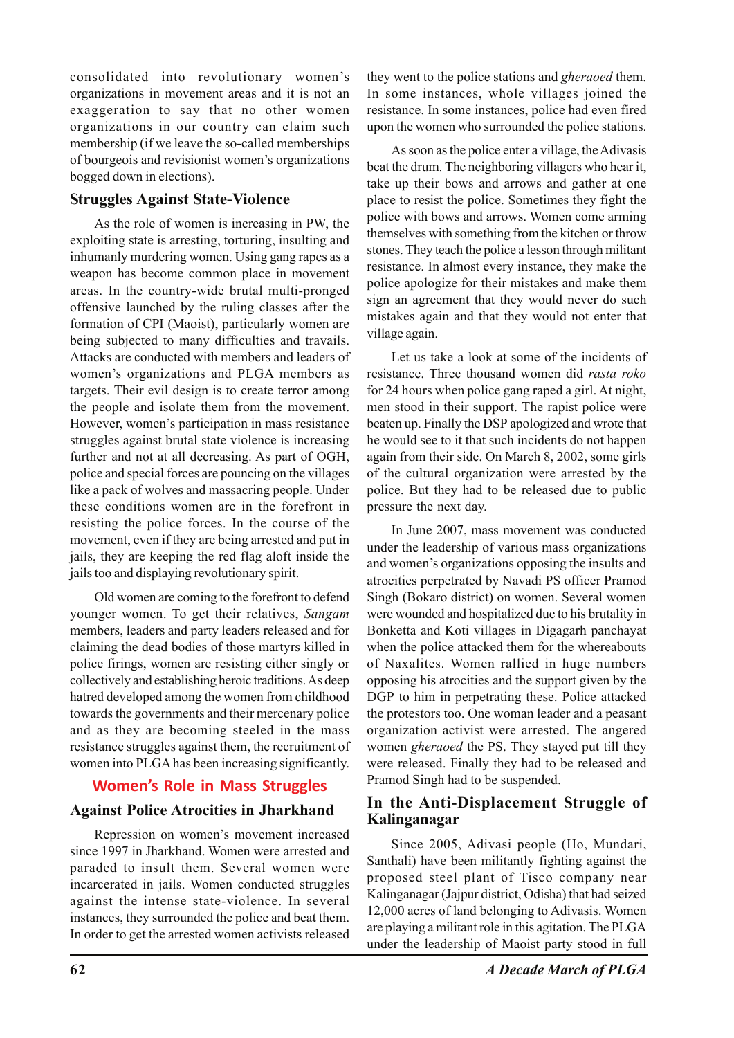consolidated into revolutionary women's organizations in movement areas and it is not an exaggeration to say that no other women organizations in our country can claim such membership (if we leave the so-called memberships of bourgeois and revisionist women's organizations bogged down in elections).

### Struggles Against State-Violence

As the role of women is increasing in PW, the exploiting state is arresting, torturing, insulting and inhumanly murdering women. Using gang rapes as a weapon has become common place in movement areas. In the country-wide brutal multi-pronged offensive launched by the ruling classes after the formation of CPI (Maoist), particularly women are being subjected to many difficulties and travails. Attacks are conducted with members and leaders of women's organizations and PLGA members as targets. Their evil design is to create terror among the people and isolate them from the movement. However, women's participation in mass resistance struggles against brutal state violence is increasing further and not at all decreasing. As part of OGH, police and special forces are pouncing on the villages like a pack of wolves and massacring people. Under these conditions women are in the forefront in resisting the police forces. In the course of the movement, even if they are being arrested and put in jails, they are keeping the red flag aloft inside the jails too and displaying revolutionary spirit.

Old women are coming to the forefront to defend younger women. To get their relatives, *Sangam* members, leaders and party leaders released and for claiming the dead bodies of those martyrs killed in police firings, women are resisting either singly or collectively and establishing heroic traditions. As deep hatred developed among the women from childhood towards the governments and their mercenary police and as they are becoming steeled in the mass resistance struggles against them, the recruitment of women into PLGA has been increasing significantly.

## Women's Role in Mass Struggles

### Against Police Atrocities in Jharkhand

Repression on women's movement increased since 1997 in Jharkhand. Women were arrested and paraded to insult them. Several women were incarcerated in jails. Women conducted struggles against the intense state-violence. In several instances, they surrounded the police and beat them. In order to get the arrested women activists released they went to the police stations and *gheraoed* them. In some instances, whole villages joined the resistance. In some instances, police had even fired upon the women who surrounded the police stations.

As soon as the police enter a village, the Adivasis beat the drum. The neighboring villagers who hear it, take up their bows and arrows and gather at one place to resist the police. Sometimes they fight the police with bows and arrows. Women come arming themselves with something from the kitchen or throw stones. They teach the police a lesson through militant resistance. In almost every instance, they make the police apologize for their mistakes and make them sign an agreement that they would never do such mistakes again and that they would not enter that village again.

Let us take a look at some of the incidents of resistance. Three thousand women did *rasta roko* for 24 hours when police gang raped a girl. At night, men stood in their support. The rapist police were beaten up. Finally the DSP apologized and wrote that he would see to it that such incidents do not happen again from their side. On March 8, 2002, some girls of the cultural organization were arrested by the police. But they had to be released due to public pressure the next day.

In June 2007, mass movement was conducted under the leadership of various mass organizations and women's organizations opposing the insults and atrocities perpetrated by Navadi PS officer Pramod Singh (Bokaro district) on women. Several women were wounded and hospitalized due to his brutality in Bonketta and Koti villages in Digagarh panchayat when the police attacked them for the whereabouts of Naxalites. Women rallied in huge numbers opposing his atrocities and the support given by the DGP to him in perpetrating these. Police attacked the protestors too. One woman leader and a peasant organization activist were arrested. The angered women *gheraoed* the PS. They stayed put till they were released. Finally they had to be released and Pramod Singh had to be suspended.

### In the Anti-Displacement Struggle of Kalinganagar

Since 2005, Adivasi people (Ho, Mundari, Santhali) have been militantly fighting against the proposed steel plant of Tisco company near Kalinganagar (Jajpur district, Odisha) that had seized 12,000 acres of land belonging to Adivasis. Women are playing a militant role in this agitation. The PLGA under the leadership of Maoist party stood in full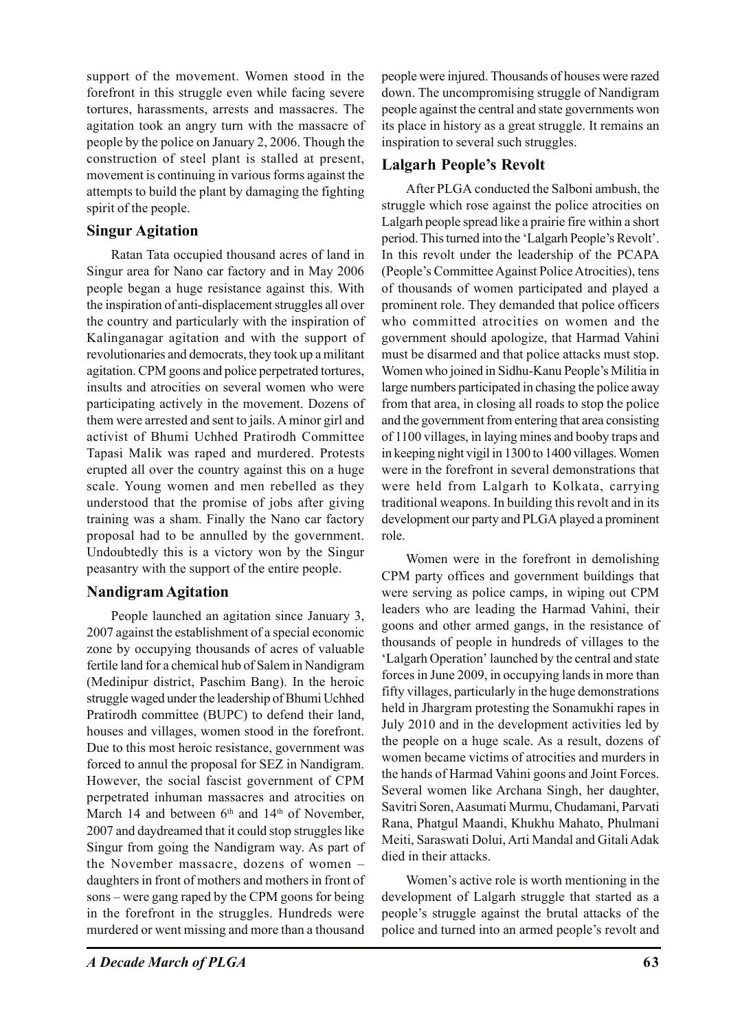support of the movement. Women stood in the forefront in this struggle even while facing severe tortures, harassments, arrests and massacres. The agitation took an angry turn with the massacre of people by the police on January 2, 2006. Though the construction of steel plant is stalled at present, movement is continuing in various forms against the attempts to build the plant by damaging the fighting spirit of the people.

### Singur Agitation

Ratan Tata occupied thousand acres of land in Singur area for Nano car factory and in May 2006 people began a huge resistance against this. With the inspiration of anti-displacement struggles all over the country and particularly with the inspiration of Kalinganagar agitation and with the support of revolutionaries and democrats, they took up a militant agitation. CPM goons and police perpetrated tortures, insults and atrocities on several women who were participating actively in the movement. Dozens of them were arrested and sent to jails. A minor girl and activist of Bhumi Uchhed Pratirodh Committee Tapasi Malik was raped and murdered. Protests erupted all over the country against this on a huge scale. Young women and men rebelled as they understood that the promise of jobs after giving training was a sham. Finally the Nano car factory proposal had to be annulled by the government. Undoubtedly this is a victory won by the Singur peasantry with the support of the entire people.

### Nandigram Agitation

People launched an agitation since January 3, 2007 against the establishment of a special economic zone by occupying thousands of acres of valuable fertile land for a chemical hub of Salem in Nandigram (Medinipur district, Paschim Bang). In the heroic struggle waged under the leadership of Bhumi Uchhed Pratirodh committee (BUPC) to defend their land, houses and villages, women stood in the forefront. Due to this most heroic resistance, government was forced to annul the proposal for SEZ in Nandigram. However, the social fascist government of CPM perpetrated inhuman massacres and atrocities on March 14 and between 6th and 14th of November, 2007 and daydreamed that it could stop struggles like Singur from going the Nandigram way. As part of the November massacre, dozens of women – daughters in front of mothers and mothers in front of sons – were gang raped by the CPM goons for being in the forefront in the struggles. Hundreds were murdered or went missing and more than a thousand people were injured. Thousands of houses were razed down. The uncompromising struggle of Nandigram people against the central and state governments won its place in history as a great struggle. It remains an inspiration to several such struggles.

### Lalgarh People's Revolt

After PLGA conducted the Salboni ambush, the struggle which rose against the police atrocities on Lalgarh people spread like a prairie fire within a short period. This turned into the 'Lalgarh People's Revolt'. In this revolt under the leadership of the PCAPA (People's Committee Against Police Atrocities), tens of thousands of women participated and played a prominent role. They demanded that police officers who committed atrocities on women and the government should apologize, that Harmad Vahini must be disarmed and that police attacks must stop. Women who joined in Sidhu-Kanu People's Militia in large numbers participated in chasing the police away from that area, in closing all roads to stop the police and the government from entering that area consisting of 1100 villages, in laying mines and booby traps and in keeping night vigil in 1300 to 1400 villages. Women were in the forefront in several demonstrations that were held from Lalgarh to Kolkata, carrying traditional weapons. In building this revolt and in its development our party and PLGA played a prominent role.

Women were in the forefront in demolishing CPM party offices and government buildings that were serving as police camps, in wiping out CPM leaders who are leading the Harmad Vahini, their goons and other armed gangs, in the resistance of thousands of people in hundreds of villages to the 'Lalgarh Operation' launched by the central and state forces in June 2009, in occupying lands in more than fifty villages, particularly in the huge demonstrations held in Jhargram protesting the Sonamukhi rapes in July 2010 and in the development activities led by the people on a huge scale. As a result, dozens of women became victims of atrocities and murders in the hands of Harmad Vahini goons and Joint Forces. Several women like Archana Singh, her daughter, Savitri Soren, Aasumati Murmu, Chudamani, Parvati Rana, Phatgul Maandi, Khukhu Mahato, Phulmani Meiti, Saraswati Dolui, Arti Mandal and Gitali Adak died in their attacks.

Women's active role is worth mentioning in the development of Lalgarh struggle that started as a people's struggle against the brutal attacks of the police and turned into an armed people's revolt and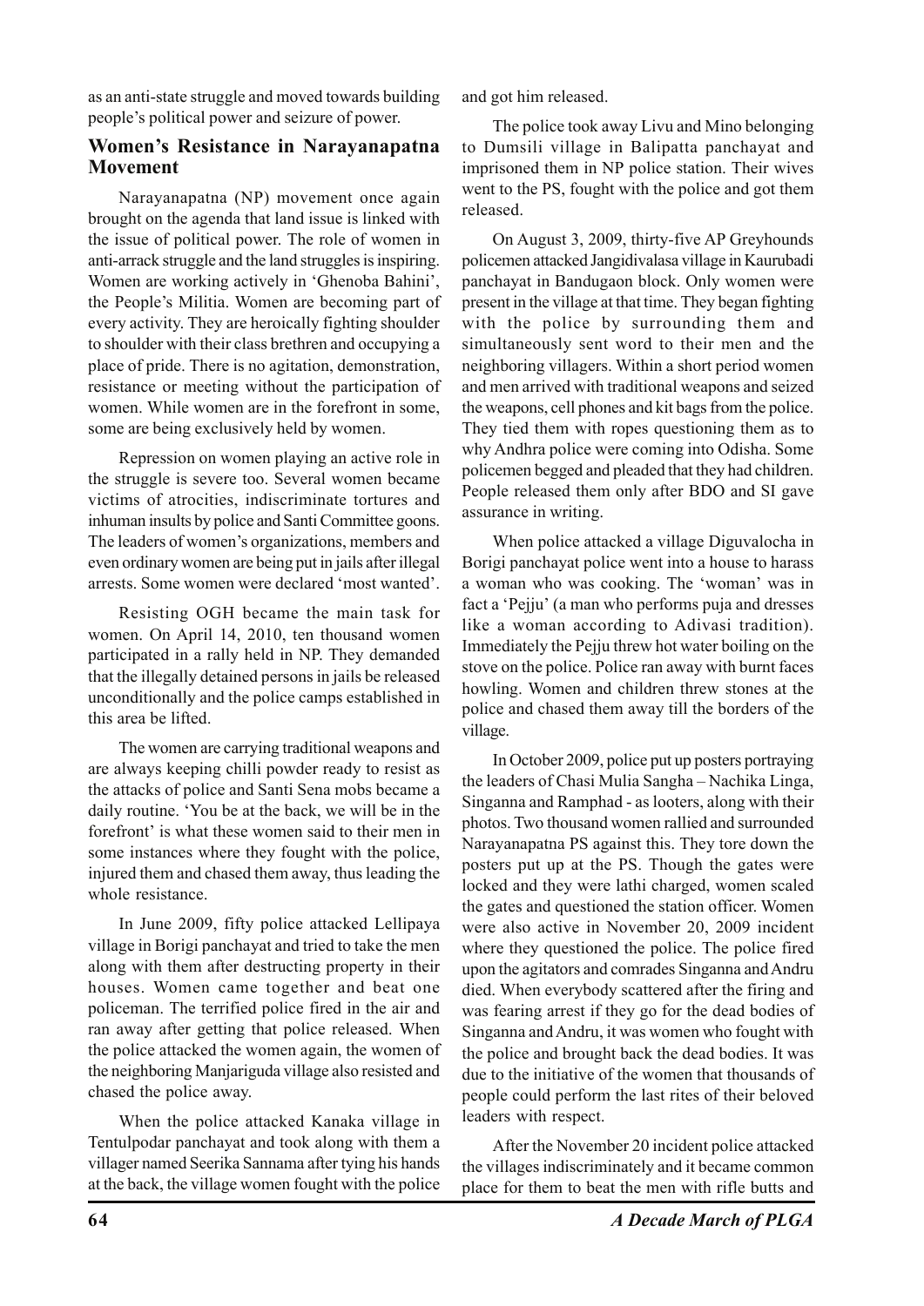as an anti-state struggle and moved towards building people's political power and seizure of power.

## Women's Resistance in Narayanapatna Movement

Narayanapatna (NP) movement once again brought on the agenda that land issue is linked with the issue of political power. The role of women in anti-arrack struggle and the land struggles is inspiring. Women are working actively in 'Ghenoba Bahini', the People's Militia. Women are becoming part of every activity. They are heroically fighting shoulder to shoulder with their class brethren and occupying a place of pride. There is no agitation, demonstration, resistance or meeting without the participation of women. While women are in the forefront in some, some are being exclusively held by women.

Repression on women playing an active role in the struggle is severe too. Several women became victims of atrocities, indiscriminate tortures and inhuman insults by police and Santi Committee goons. The leaders of women's organizations, members and even ordinary women are being put in jails after illegal arrests. Some women were declared 'most wanted'.

Resisting OGH became the main task for women. On April 14, 2010, ten thousand women participated in a rally held in NP. They demanded that the illegally detained persons in jails be released unconditionally and the police camps established in this area be lifted.

The women are carrying traditional weapons and are always keeping chilli powder ready to resist as the attacks of police and Santi Sena mobs became a daily routine. 'You be at the back, we will be in the forefront' is what these women said to their men in some instances where they fought with the police, injured them and chased them away, thus leading the whole resistance.

In June 2009, fifty police attacked Lellipaya village in Borigi panchayat and tried to take the men along with them after destructing property in their houses. Women came together and beat one policeman. The terrified police fired in the air and ran away after getting that police released. When the police attacked the women again, the women of the neighboring Manjariguda village also resisted and chased the police away.

When the police attacked Kanaka village in Tentulpodar panchayat and took along with them a villager named Seerika Sannama after tying his hands at the back, the village women fought with the police and got him released.

The police took away Livu and Mino belonging to Dumsili village in Balipatta panchayat and imprisoned them in NP police station. Their wives went to the PS, fought with the police and got them released.

On August 3, 2009, thirty-five AP Greyhounds policemen attacked Jangidivalasa village in Kaurubadi panchayat in Bandugaon block. Only women were present in the village at that time. They began fighting with the police by surrounding them and simultaneously sent word to their men and the neighboring villagers. Within a short period women and men arrived with traditional weapons and seized the weapons, cell phones and kit bags from the police. They tied them with ropes questioning them as to why Andhra police were coming into Odisha. Some policemen begged and pleaded that they had children. People released them only after BDO and SI gave assurance in writing.

When police attacked a village Diguvalocha in Borigi panchayat police went into a house to harass a woman who was cooking. The 'woman' was in fact a 'Pejju' (a man who performs puja and dresses like a woman according to Adivasi tradition). Immediately the Pejju threw hot water boiling on the stove on the police. Police ran away with burnt faces howling. Women and children threw stones at the police and chased them away till the borders of the village.

In October 2009, police put up posters portraying the leaders of Chasi Mulia Sangha – Nachika Linga, Singanna and Ramphad - as looters, along with their photos. Two thousand women rallied and surrounded Narayanapatna PS against this. They tore down the posters put up at the PS. Though the gates were locked and they were lathi charged, women scaled the gates and questioned the station officer. Women were also active in November 20, 2009 incident where they questioned the police. The police fired upon the agitators and comrades Singanna and Andru died. When everybody scattered after the firing and was fearing arrest if they go for the dead bodies of Singanna and Andru, it was women who fought with the police and brought back the dead bodies. It was due to the initiative of the women that thousands of people could perform the last rites of their beloved leaders with respect.

After the November 20 incident police attacked the villages indiscriminately and it became common place for them to beat the men with rifle butts and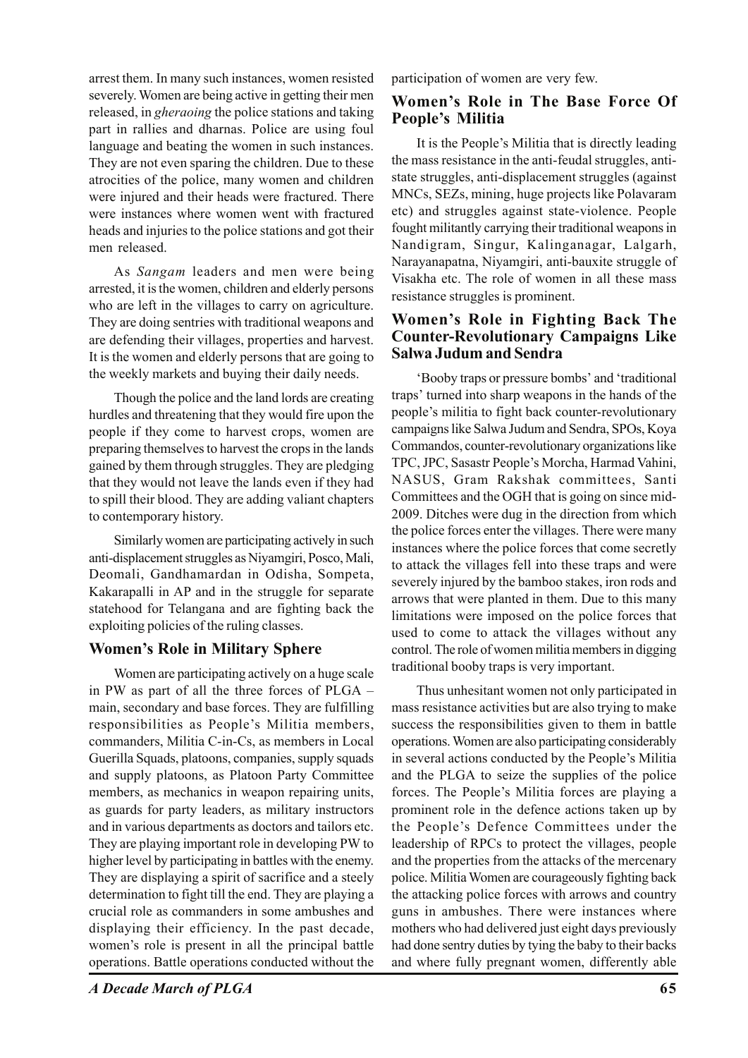arrest them. In many such instances, women resisted severely. Women are being active in getting their men released, in *gheraoing* the police stations and taking part in rallies and dharnas. Police are using foul language and beating the women in such instances. They are not even sparing the children. Due to these atrocities of the police, many women and children were injured and their heads were fractured. There were instances where women went with fractured heads and injuries to the police stations and got their men released.

As *Sangam* leaders and men were being arrested, it is the women, children and elderly persons who are left in the villages to carry on agriculture. They are doing sentries with traditional weapons and are defending their villages, properties and harvest. It is the women and elderly persons that are going to the weekly markets and buying their daily needs.

Though the police and the land lords are creating hurdles and threatening that they would fire upon the people if they come to harvest crops, women are preparing themselves to harvest the crops in the lands gained by them through struggles. They are pledging that they would not leave the lands even if they had to spill their blood. They are adding valiant chapters to contemporary history.

Similarly women are participating actively in such anti-displacement struggles as Niyamgiri, Posco, Mali, Deomali, Gandhamardan in Odisha, Sompeta, Kakarapalli in AP and in the struggle for separate statehood for Telangana and are fighting back the exploiting policies of the ruling classes.

## Women's Role in Military Sphere

Women are participating actively on a huge scale in PW as part of all the three forces of PLGA – main, secondary and base forces. They are fulfilling responsibilities as People's Militia members, commanders, Militia C-in-Cs, as members in Local Guerilla Squads, platoons, companies, supply squads and supply platoons, as Platoon Party Committee members, as mechanics in weapon repairing units, as guards for party leaders, as military instructors and in various departments as doctors and tailors etc. They are playing important role in developing PW to higher level by participating in battles with the enemy. They are displaying a spirit of sacrifice and a steely determination to fight till the end. They are playing a crucial role as commanders in some ambushes and displaying their efficiency. In the past decade, women's role is present in all the principal battle operations. Battle operations conducted without the participation of women are very few.

## Women's Role in The Base Force Of People's Militia

It is the People's Militia that is directly leading the mass resistance in the anti-feudal struggles, anti-state struggles, anti-displacement struggles (against MNCs, SEZs, mining, huge projects like Polavaram etc) and struggles against state-violence. People fought militantly carrying their traditional weapons in Nandigram, Singur, Kalinganagar, Lalgarh, Narayanapatna, Niyamgiri, anti-bauxite struggle of Visakha etc. The role of women in all these mass resistance struggles is prominent.

## Women's Role in Fighting Back The Counter-Revolutionary Campaigns Like Salwa Judum and Sendra

'Booby traps or pressure bombs' and 'traditional traps' turned into sharp weapons in the hands of the people's militia to fight back counter-revolutionary campaigns like Salwa Judum and Sendra, SPOs, Koya Commandos, counter-revolutionary organizations like TPC, JPC, Sasastr People's Morcha, Harmad Vahini, NASUS, Gram Rakshak committees, Santi Committees and the OGH that is going on since mid-2009. Ditches were dug in the direction from which the police forces enter the villages. There were many instances where the police forces that come secretly to attack the villages fell into these traps and were severely injured by the bamboo stakes, iron rods and arrows that were planted in them. Due to this many limitations were imposed on the police forces that used to come to attack the villages without any control. The role of women militia members in digging traditional booby traps is very important.

Thus unhesitant women not only participated in mass resistance activities but are also trying to make success the responsibilities given to them in battle operations. Women are also participating considerably in several actions conducted by the People's Militia and the PLGA to seize the supplies of the police forces. The People's Militia forces are playing a prominent role in the defence actions taken up by the People's Defence Committees under the leadership of RPCs to protect the villages, people and the properties from the attacks of the mercenary police. Militia Women are courageously fighting back the attacking police forces with arrows and country guns in ambushes. There were instances where mothers who had delivered just eight days previously had done sentry duties by tying the baby to their backs and where fully pregnant women, differently able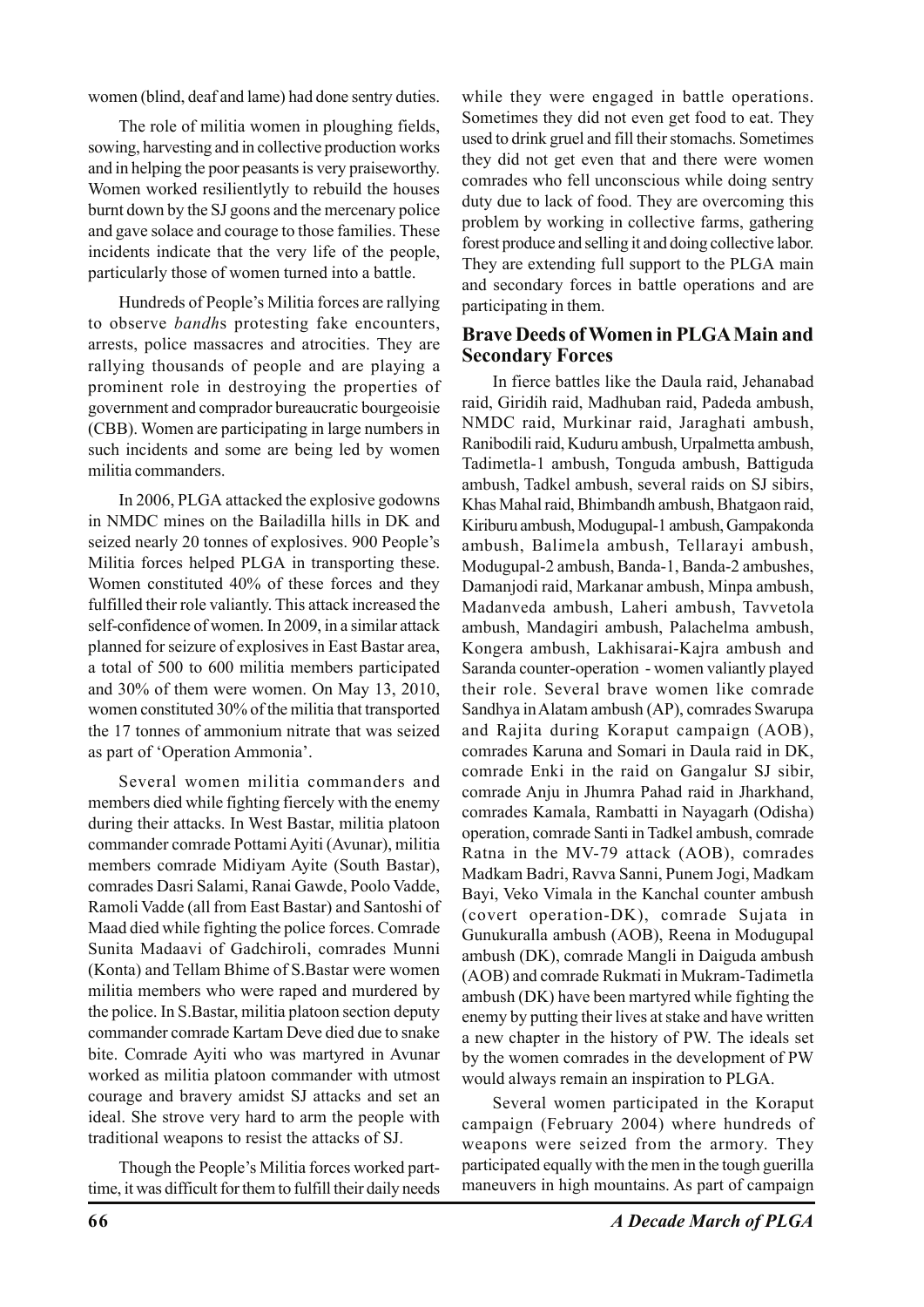women (blind, deaf and lame) had done sentry duties.

The role of militia women in ploughing fields, sowing, harvesting and in collective production works and in helping the poor peasants is very praiseworthy. Women worked resilientlytly to rebuild the houses burnt down by the SJ goons and the mercenary police and gave solace and courage to those families. These incidents indicate that the very life of the people, particularly those of women turned into a battle.

Hundreds of People's Militia forces are rallying to observe *bandh*s protesting fake encounters, arrests, police massacres and atrocities. They are rallying thousands of people and are playing a prominent role in destroying the properties of government and comprador bureaucratic bourgeoisie (CBB). Women are participating in large numbers in such incidents and some are being led by women militia commanders.

In 2006, PLGA attacked the explosive godowns in NMDC mines on the Bailadilla hills in DK and seized nearly 20 tonnes of explosives. 900 People's Militia forces helped PLGA in transporting these. Women constituted 40% of these forces and they fulfilled their role valiantly. This attack increased the self-confidence of women. In 2009, in a similar attack planned for seizure of explosives in East Bastar area, a total of 500 to 600 militia members participated and 30% of them were women. On May 13, 2010, women constituted 30% of the militia that transported the 17 tonnes of ammonium nitrate that was seized as part of 'Operation Ammonia'.

Several women militia commanders and members died while fighting fiercely with the enemy during their attacks. In West Bastar, militia platoon commander comrade Pottami Ayiti (Avunar), militia members comrade Midiyam Ayite (South Bastar), comrades Dasri Salami, Ranai Gawde, Poolo Vadde, Ramoli Vadde (all from East Bastar) and Santoshi of Maad died while fighting the police forces. Comrade Sunita Madaavi of Gadchiroli, comrades Munni (Konta) and Tellam Bhime of S.Bastar were women militia members who were raped and murdered by the police. In S.Bastar, militia platoon section deputy commander comrade Kartam Deve died due to snake bite. Comrade Ayiti who was martyred in Avunar worked as militia platoon commander with utmost courage and bravery amidst SJ attacks and set an ideal. She strove very hard to arm the people with traditional weapons to resist the attacks of SJ.

Though the People's Militia forces worked part-time, it was difficult for them to fulfill their daily needs while they were engaged in battle operations. Sometimes they did not even get food to eat. They used to drink gruel and fill their stomachs. Sometimes they did not get even that and there were women comrades who fell unconscious while doing sentry duty due to lack of food. They are overcoming this problem by working in collective farms, gathering forest produce and selling it and doing collective labor. They are extending full support to the PLGA main and secondary forces in battle operations and are participating in them.

## Brave Deeds of Women in PLGA Main and Secondary Forces

In fierce battles like the Daula raid, Jehanabad raid, Giridih raid, Madhuban raid, Padeda ambush, NMDC raid, Murkinar raid, Jaraghati ambush, Ranibodili raid, Kuduru ambush, Urpalmetta ambush, Tadimetla-1 ambush, Tonguda ambush, Battiguda ambush, Tadkel ambush, several raids on SJ sibirs, Khas Mahal raid, Bhimbandh ambush, Bhatgaon raid, Kiriburu ambush, Modugupal-1 ambush, Gampakonda ambush, Balimela ambush, Tellarayi ambush, Modugupal-2 ambush, Banda-1, Banda-2 ambushes, Damanjodi raid, Markanar ambush, Minpa ambush, Madanveda ambush, Laheri ambush, Tavvetola ambush, Mandagiri ambush, Palachelma ambush, Kongera ambush, Lakhisarai-Kajra ambush and Saranda counter-operation - women valiantly played their role. Several brave women like comrade Sandhya in Alatam ambush (AP), comrades Swarupa and Rajita during Koraput campaign (AOB), comrades Karuna and Somari in Daula raid in DK, comrade Enki in the raid on Gangalur SJ sibir, comrade Anju in Jhumra Pahad raid in Jharkhand, comrades Kamala, Rambatti in Nayagarh (Odisha) operation, comrade Santi in Tadkel ambush, comrade Ratna in the MV-79 attack (AOB), comrades Madkam Badri, Ravva Sanni, Punem Jogi, Madkam Bayi, Veko Vimala in the Kanchal counter ambush (covert operation-DK), comrade Sujata in Gunukuralla ambush (AOB), Reena in Modugupal ambush (DK), comrade Mangli in Daiguda ambush (AOB) and comrade Rukmati in Mukram-Tadimetla ambush (DK) have been martyred while fighting the enemy by putting their lives at stake and have written a new chapter in the history of PW. The ideals set by the women comrades in the development of PW would always remain an inspiration to PLGA.

Several women participated in the Koraput campaign (February 2004) where hundreds of weapons were seized from the armory. They participated equally with the men in the tough guerilla maneuvers in high mountains. As part of campaign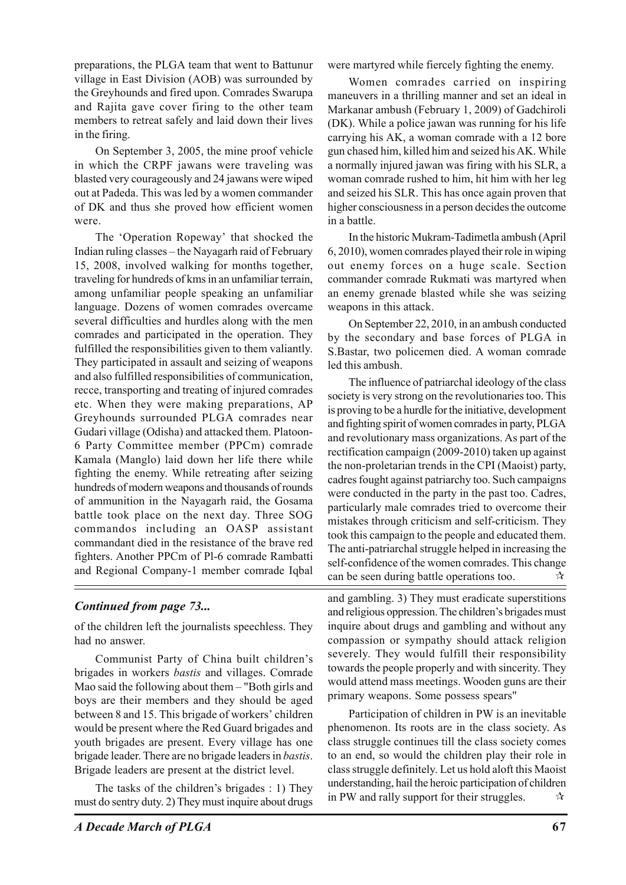preparations, the PLGA team that went to Battunur village in East Division (AOB) was surrounded by the Greyhounds and fired upon. Comrades Swarupa and Rajita gave cover firing to the other team members to retreat safely and laid down their lives in the firing.

On September 3, 2005, the mine proof vehicle in which the CRPF jawans were traveling was blasted very courageously and 24 jawans were wiped out at Padeda. This was led by a women commander of DK and thus she proved how efficient women were.

The 'Operation Ropeway' that shocked the Indian ruling classes – the Nayagarh raid of February 15, 2008, involved walking for months together, traveling for hundreds of kms in an unfamiliar terrain, among unfamiliar people speaking an unfamiliar language. Dozens of women comrades overcame several difficulties and hurdles along with the men comrades and participated in the operation. They fulfilled the responsibilities given to them valiantly. They participated in assault and seizing of weapons and also fulfilled responsibilities of communication, recce, transporting and treating of injured comrades etc. When they were making preparations, AP Greyhounds surrounded PLGA comrades near Gudari village (Odisha) and attacked them. Platoon-6 Party Committee member (PPCm) comrade Kamala (Manglo) laid down her life there while fighting the enemy. While retreating after seizing hundreds of modern weapons and thousands of rounds of ammunition in the Nayagarh raid, the Gosama battle took place on the next day. Three SOG commandos including an OASP assistant commandant died in the resistance of the brave red fighters. Another PPCm of Pl-6 comrade Rambatti and Regional Company-1 member comrade Iqbal were martyred while fiercely fighting the enemy.

Women comrades carried on inspiring maneuvers in a thrilling manner and set an ideal in Markanar ambush (February 1, 2009) of Gadchiroli (DK). While a police jawan was running for his life carrying his AK, a woman comrade with a 12 bore gun chased him, killed him and seized his AK. While a normally injured jawan was firing with his SLR, a woman comrade rushed to him, hit him with her leg and seized his SLR. This has once again proven that higher consciousness in a person decides the outcome in a battle.

In the historic Mukram-Tadimetla ambush (April 6, 2010), women comrades played their role in wiping out enemy forces on a huge scale. Section commander comrade Rukmati was martyred when an enemy grenade blasted while she was seizing weapons in this attack.

On September 22, 2010, in an ambush conducted by the secondary and base forces of PLGA in S.Bastar, two policemen died. A woman comrade led this ambush.

The influence of patriarchal ideology of the class society is very strong on the revolutionaries too. This is proving to be a hurdle for the initiative, development and fighting spirit of women comrades in party, PLGA and revolutionary mass organizations. As part of the rectification campaign (2009-2010) taken up against the non-proletarian trends in the CPI (Maoist) party, cadres fought against patriarchy too. Such campaigns were conducted in the party in the past too. Cadres, particularly male comrades tried to overcome their mistakes through criticism and self-criticism. They took this campaign to the people and educated them. The anti-patriarchal struggle helped in increasing the self-confidence of the women comrades. This change can be seen during battle operations too. ☆

---

***Continued from page 73...***

of the children left the journalists speechless. They had no answer.

Communist Party of China built children's brigades in workers *bastis* and villages. Comrade Mao said the following about them – "Both girls and boys are their members and they should be aged between 8 and 15. This brigade of workers' children would be present where the Red Guard brigades and youth brigades are present. Every village has one brigade leader. There are no brigade leaders in *bastis*. Brigade leaders are present at the district level.

The tasks of the children's brigades : 1) They must do sentry duty. 2) They must inquire about drugs and gambling. 3) They must eradicate superstitions and religious oppression. The children's brigades must inquire about drugs and gambling and without any compassion or sympathy should attack religion severely. They would fulfill their responsibility towards the people properly and with sincerity. They would attend mass meetings. Wooden guns are their primary weapons. Some possess spears"

Participation of children in PW is an inevitable phenomenon. Its roots are in the class society. As class struggle continues till the class society comes to an end, so would the children play their role in class struggle definitely. Let us hold aloft this Maoist understanding, hail the heroic participation of children in PW and rally support for their struggles. ☆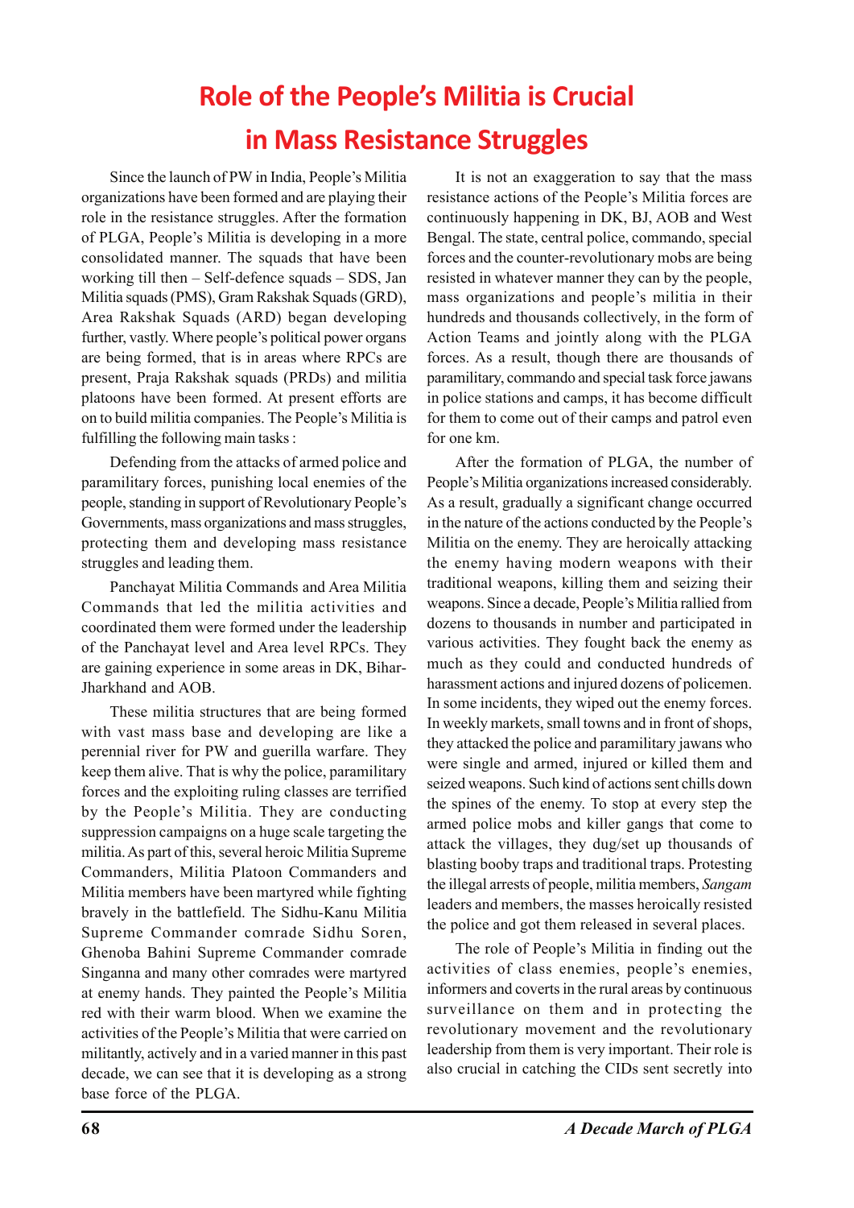# Role of the People's Militia is Crucial in Mass Resistance Struggles

Since the launch of PW in India, People's Militia organizations have been formed and are playing their role in the resistance struggles. After the formation of PLGA, People's Militia is developing in a more consolidated manner. The squads that have been working till then – Self-defence squads – SDS, Jan Militia squads (PMS), Gram Rakshak Squads (GRD), Area Rakshak Squads (ARD) began developing further, vastly. Where people's political power organs are being formed, that is in areas where RPCs are present, Praja Rakshak squads (PRDs) and militia platoons have been formed. At present efforts are on to build militia companies. The People's Militia is fulfilling the following main tasks :

Defending from the attacks of armed police and paramilitary forces, punishing local enemies of the people, standing in support of Revolutionary People's Governments, mass organizations and mass struggles, protecting them and developing mass resistance struggles and leading them.

Panchayat Militia Commands and Area Militia Commands that led the militia activities and coordinated them were formed under the leadership of the Panchayat level and Area level RPCs. They are gaining experience in some areas in DK, Bihar-Jharkhand and AOB.

These militia structures that are being formed with vast mass base and developing are like a perennial river for PW and guerilla warfare. They keep them alive. That is why the police, paramilitary forces and the exploiting ruling classes are terrified by the People's Militia. They are conducting suppression campaigns on a huge scale targeting the militia. As part of this, several heroic Militia Supreme Commanders, Militia Platoon Commanders and Militia members have been martyred while fighting bravely in the battlefield. The Sidhu-Kanu Militia Supreme Commander comrade Sidhu Soren, Ghenoba Bahini Supreme Commander comrade Singanna and many other comrades were martyred at enemy hands. They painted the People's Militia red with their warm blood. When we examine the activities of the People's Militia that were carried on militantly, actively and in a varied manner in this past decade, we can see that it is developing as a strong base force of the PLGA.

It is not an exaggeration to say that the mass resistance actions of the People's Militia forces are continuously happening in DK, BJ, AOB and West Bengal. The state, central police, commando, special forces and the counter-revolutionary mobs are being resisted in whatever manner they can by the people, mass organizations and people's militia in their hundreds and thousands collectively, in the form of Action Teams and jointly along with the PLGA forces. As a result, though there are thousands of paramilitary, commando and special task force jawans in police stations and camps, it has become difficult for them to come out of their camps and patrol even for one km.

After the formation of PLGA, the number of People's Militia organizations increased considerably. As a result, gradually a significant change occurred in the nature of the actions conducted by the People's Militia on the enemy. They are heroically attacking the enemy having modern weapons with their traditional weapons, killing them and seizing their weapons. Since a decade, People's Militia rallied from dozens to thousands in number and participated in various activities. They fought back the enemy as much as they could and conducted hundreds of harassment actions and injured dozens of policemen. In some incidents, they wiped out the enemy forces. In weekly markets, small towns and in front of shops, they attacked the police and paramilitary jawans who were single and armed, injured or killed them and seized weapons. Such kind of actions sent chills down the spines of the enemy. To stop at every step the armed police mobs and killer gangs that come to attack the villages, they dug/set up thousands of blasting booby traps and traditional traps. Protesting the illegal arrests of people, militia members, *Sangam* leaders and members, the masses heroically resisted the police and got them released in several places.

The role of People's Militia in finding out the activities of class enemies, people's enemies, informers and coverts in the rural areas by continuous surveillance on them and in protecting the revolutionary movement and the revolutionary leadership from them is very important. Their role is also crucial in catching the CIDs sent secretly into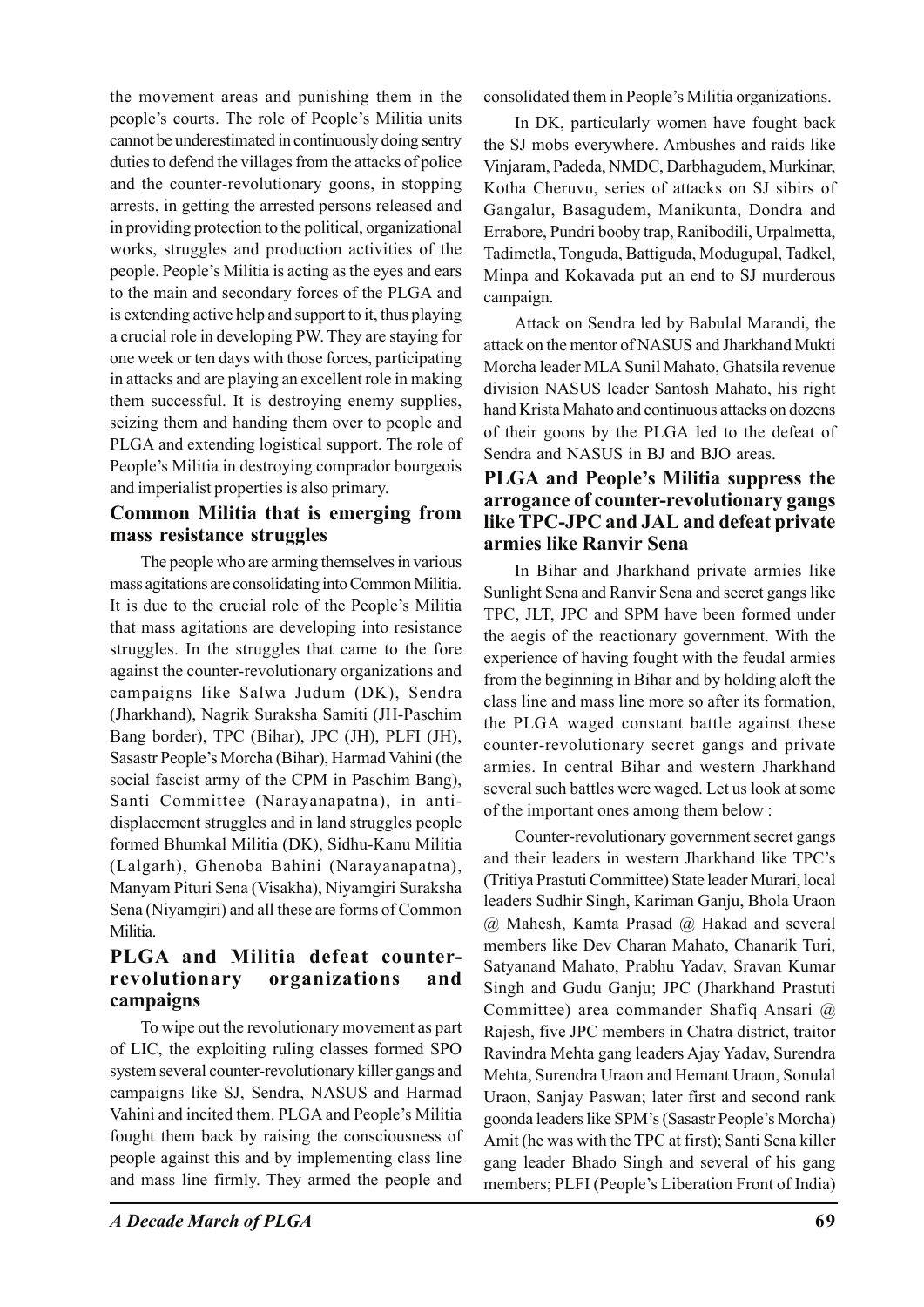the movement areas and punishing them in the people's courts. The role of People's Militia units cannot be underestimated in continuously doing sentry duties to defend the villages from the attacks of police and the counter-revolutionary goons, in stopping arrests, in getting the arrested persons released and in providing protection to the political, organizational works, struggles and production activities of the people. People's Militia is acting as the eyes and ears to the main and secondary forces of the PLGA and is extending active help and support to it, thus playing a crucial role in developing PW. They are staying for one week or ten days with those forces, participating in attacks and are playing an excellent role in making them successful. It is destroying enemy supplies, seizing them and handing them over to people and PLGA and extending logistical support. The role of People's Militia in destroying comprador bourgeois and imperialist properties is also primary.

### Common Militia that is emerging from mass resistance struggles

The people who are arming themselves in various mass agitations are consolidating into Common Militia. It is due to the crucial role of the People's Militia that mass agitations are developing into resistance struggles. In the struggles that came to the fore against the counter-revolutionary organizations and campaigns like Salwa Judum (DK), Sendra (Jharkhand), Nagrik Suraksha Samiti (JH-Paschim Bang border), TPC (Bihar), JPC (JH), PLFI (JH), Sasastr People's Morcha (Bihar), Harmad Vahini (the social fascist army of the CPM in Paschim Bang), Santi Committee (Narayanapatna), in anti-displacement struggles and in land struggles people formed Bhumkal Militia (DK), Sidhu-Kanu Militia (Lalgarh), Ghenoba Bahini (Narayanapatna), Manyam Pituri Sena (Visakha), Niyamgiri Suraksha Sena (Niyamgiri) and all these are forms of Common Militia.

### PLGA and Militia defeat counter-revolutionary organizations and campaigns

To wipe out the revolutionary movement as part of LIC, the exploiting ruling classes formed SPO system several counter-revolutionary killer gangs and campaigns like SJ, Sendra, NASUS and Harmad Vahini and incited them. PLGA and People's Militia fought them back by raising the consciousness of people against this and by implementing class line and mass line firmly. They armed the people and consolidated them in People's Militia organizations.

In DK, particularly women have fought back the SJ mobs everywhere. Ambushes and raids like Vinjaram, Padeda, NMDC, Darbhagudem, Murkinar, Kotha Cheruvu, series of attacks on SJ sibirs of Gangalur, Basagudem, Manikunta, Dondra and Errabore, Pundri booby trap, Ranibodili, Urpalmetta, Tadimetla, Tonguda, Battiguda, Modugupal, Tadkel, Minpa and Kokavada put an end to SJ murderous campaign.

Attack on Sendra led by Babulal Marandi, the attack on the mentor of NASUS and Jharkhand Mukti Morcha leader MLA Sunil Mahato, Ghatsila revenue division NASUS leader Santosh Mahato, his right hand Krista Mahato and continuous attacks on dozens of their goons by the PLGA led to the defeat of Sendra and NASUS in BJ and BJO areas.

### PLGA and People's Militia suppress the arrogance of counter-revolutionary gangs like TPC-JPC and JAL and defeat private armies like Ranvir Sena

In Bihar and Jharkhand private armies like Sunlight Sena and Ranvir Sena and secret gangs like TPC, JLT, JPC and SPM have been formed under the aegis of the reactionary government. With the experience of having fought with the feudal armies from the beginning in Bihar and by holding aloft the class line and mass line more so after its formation, the PLGA waged constant battle against these counter-revolutionary secret gangs and private armies. In central Bihar and western Jharkhand several such battles were waged. Let us look at some of the important ones among them below :

Counter-revolutionary government secret gangs and their leaders in western Jharkhand like TPC's (Tritiya Prastuti Committee) State leader Murari, local leaders Sudhir Singh, Kariman Ganju, Bhola Uraon @ Mahesh, Kamta Prasad @ Hakad and several members like Dev Charan Mahato, Chanarik Turi, Satyanand Mahato, Prabhu Yadav, Sravan Kumar Singh and Gudu Ganju; JPC (Jharkhand Prastuti Committee) area commander Shafiq Ansari @ Rajesh, five JPC members in Chatra district, traitor Ravindra Mehta gang leaders Ajay Yadav, Surendra Mehta, Surendra Uraon and Hemant Uraon, Sonulal Uraon, Sanjay Paswan; later first and second rank goonda leaders like SPM's (Sasastr People's Morcha) Amit (he was with the TPC at first); Santi Sena killer gang leader Bhado Singh and several of his gang members; PLFI (People's Liberation Front of India)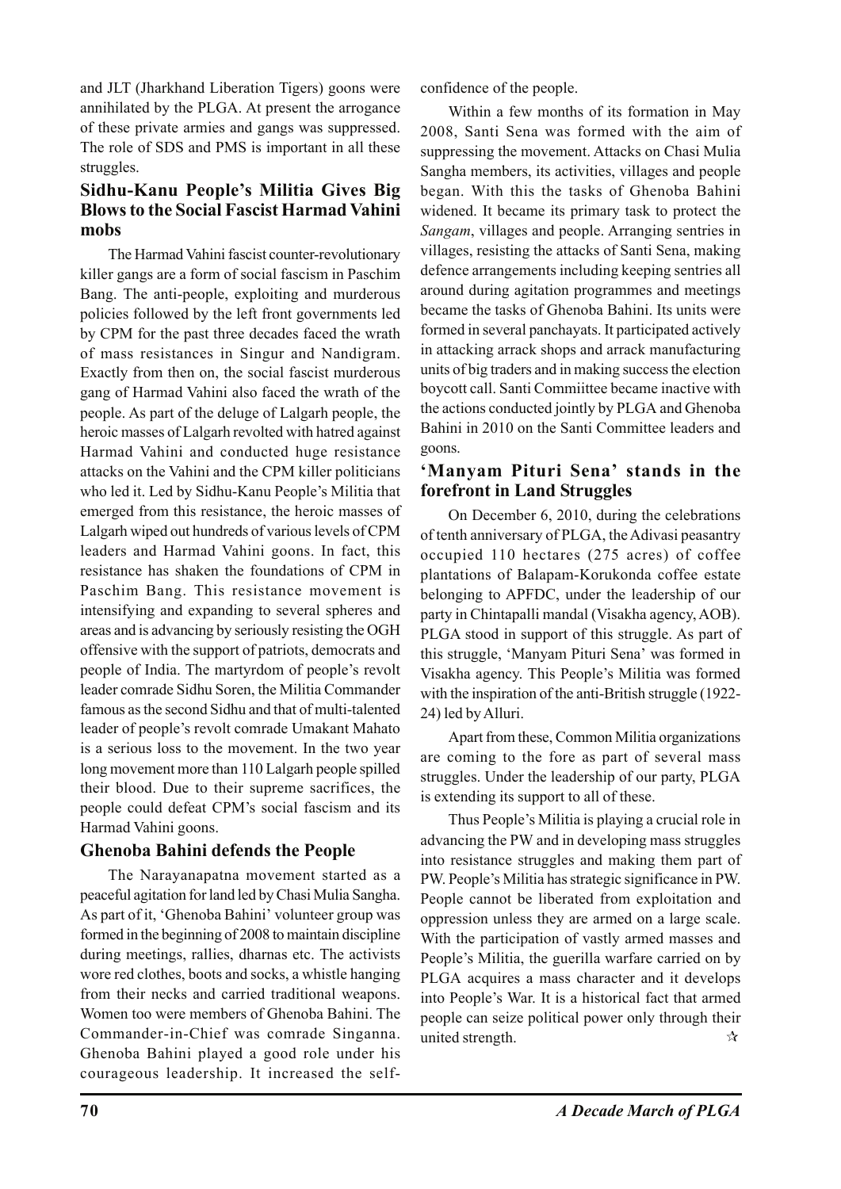and JLT (Jharkhand Liberation Tigers) goons were annihilated by the PLGA. At present the arrogance of these private armies and gangs was suppressed. The role of SDS and PMS is important in all these struggles.

### Sidhu-Kanu People's Militia Gives Big Blows to the Social Fascist Harmad Vahini mobs

The Harmad Vahini fascist counter-revolutionary killer gangs are a form of social fascism in Paschim Bang. The anti-people, exploiting and murderous policies followed by the left front governments led by CPM for the past three decades faced the wrath of mass resistances in Singur and Nandigram. Exactly from then on, the social fascist murderous gang of Harmad Vahini also faced the wrath of the people. As part of the deluge of Lalgarh people, the heroic masses of Lalgarh revolted with hatred against Harmad Vahini and conducted huge resistance attacks on the Vahini and the CPM killer politicians who led it. Led by Sidhu-Kanu People's Militia that emerged from this resistance, the heroic masses of Lalgarh wiped out hundreds of various levels of CPM leaders and Harmad Vahini goons. In fact, this resistance has shaken the foundations of CPM in Paschim Bang. This resistance movement is intensifying and expanding to several spheres and areas and is advancing by seriously resisting the OGH offensive with the support of patriots, democrats and people of India. The martyrdom of people's revolt leader comrade Sidhu Soren, the Militia Commander famous as the second Sidhu and that of multi-talented leader of people's revolt comrade Umakant Mahato is a serious loss to the movement. In the two year long movement more than 110 Lalgarh people spilled their blood. Due to their supreme sacrifices, the people could defeat CPM's social fascism and its Harmad Vahini goons.

### Ghenoba Bahini defends the People

The Narayanapatna movement started as a peaceful agitation for land led by Chasi Mulia Sangha. As part of it, 'Ghenoba Bahini' volunteer group was formed in the beginning of 2008 to maintain discipline during meetings, rallies, dharnas etc. The activists wore red clothes, boots and socks, a whistle hanging from their necks and carried traditional weapons. Women too were members of Ghenoba Bahini. The Commander-in-Chief was comrade Singanna. Ghenoba Bahini played a good role under his courageous leadership. It increased the self-confidence of the people.

Within a few months of its formation in May 2008, Santi Sena was formed with the aim of suppressing the movement. Attacks on Chasi Mulia Sangha members, its activities, villages and people began. With this the tasks of Ghenoba Bahini widened. It became its primary task to protect the *Sangam*, villages and people. Arranging sentries in villages, resisting the attacks of Santi Sena, making defence arrangements including keeping sentries all around during agitation programmes and meetings became the tasks of Ghenoba Bahini. Its units were formed in several panchayats. It participated actively in attacking arrack shops and arrack manufacturing units of big traders and in making success the election boycott call. Santi Commiittee became inactive with the actions conducted jointly by PLGA and Ghenoba Bahini in 2010 on the Santi Committee leaders and goons.

### 'Manyam Pituri Sena' stands in the forefront in Land Struggles

On December 6, 2010, during the celebrations of tenth anniversary of PLGA, the Adivasi peasantry occupied 110 hectares (275 acres) of coffee plantations of Balapam-Korukonda coffee estate belonging to APFDC, under the leadership of our party in Chintapalli mandal (Visakha agency, AOB). PLGA stood in support of this struggle. As part of this struggle, 'Manyam Pituri Sena' was formed in Visakha agency. This People's Militia was formed with the inspiration of the anti-British struggle (1922-24) led by Alluri.

Apart from these, Common Militia organizations are coming to the fore as part of several mass struggles. Under the leadership of our party, PLGA is extending its support to all of these.

Thus People's Militia is playing a crucial role in advancing the PW and in developing mass struggles into resistance struggles and making them part of PW. People's Militia has strategic significance in PW. People cannot be liberated from exploitation and oppression unless they are armed on a large scale. With the participation of vastly armed masses and People's Militia, the guerilla warfare carried on by PLGA acquires a mass character and it develops into People's War. It is a historical fact that armed people can seize political power only through their united strength. ☆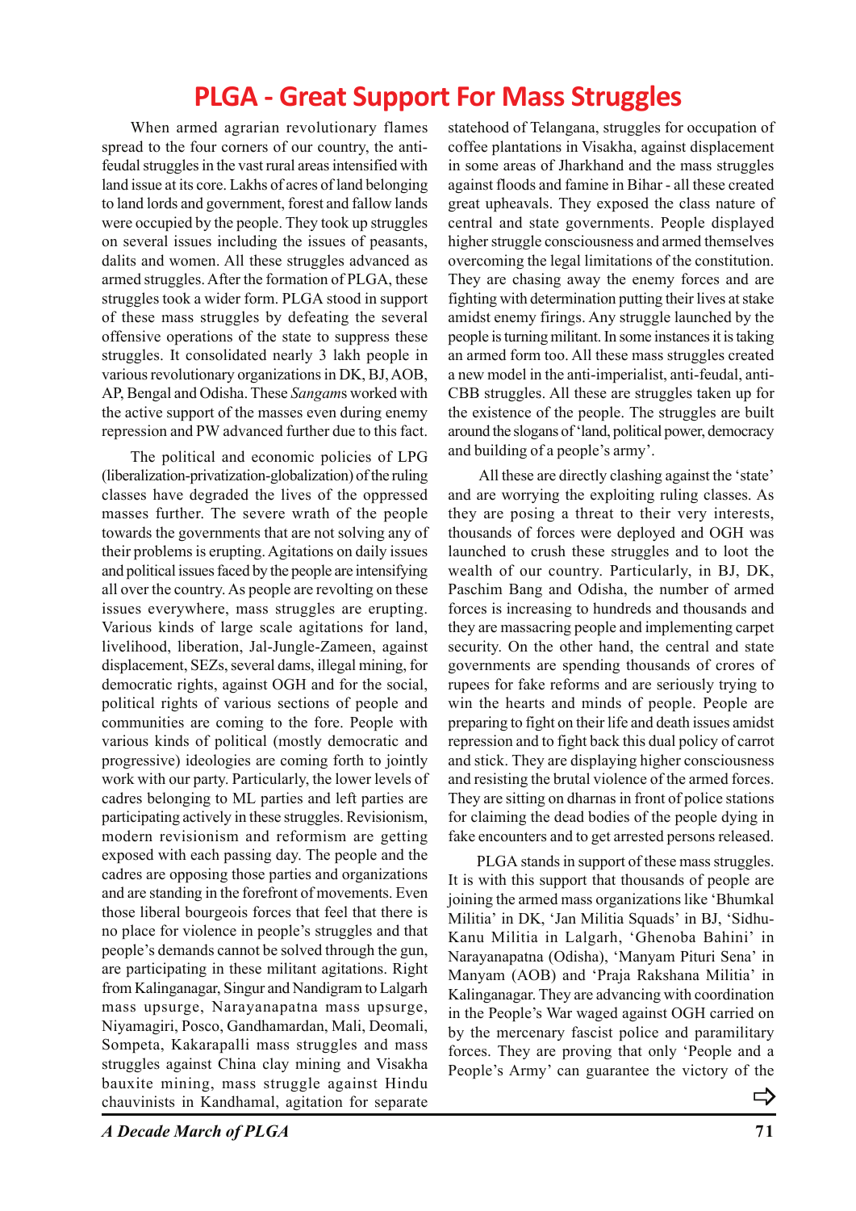# PLGA - Great Support For Mass Struggles

When armed agrarian revolutionary flames spread to the four corners of our country, the anti-feudal struggles in the vast rural areas intensified with land issue at its core. Lakhs of acres of land belonging to land lords and government, forest and fallow lands were occupied by the people. They took up struggles on several issues including the issues of peasants, dalits and women. All these struggles advanced as armed struggles. After the formation of PLGA, these struggles took a wider form. PLGA stood in support of these mass struggles by defeating the several offensive operations of the state to suppress these struggles. It consolidated nearly 3 lakh people in various revolutionary organizations in DK, BJ, AOB, AP, Bengal and Odisha. These *Sangam*s worked with the active support of the masses even during enemy repression and PW advanced further due to this fact.

The political and economic policies of LPG (liberalization-privatization-globalization) of the ruling classes have degraded the lives of the oppressed masses further. The severe wrath of the people towards the governments that are not solving any of their problems is erupting. Agitations on daily issues and political issues faced by the people are intensifying all over the country. As people are revolting on these issues everywhere, mass struggles are erupting. Various kinds of large scale agitations for land, livelihood, liberation, Jal-Jungle-Zameen, against displacement, SEZs, several dams, illegal mining, for democratic rights, against OGH and for the social, political rights of various sections of people and communities are coming to the fore. People with various kinds of political (mostly democratic and progressive) ideologies are coming forth to jointly work with our party. Particularly, the lower levels of cadres belonging to ML parties and left parties are participating actively in these struggles. Revisionism, modern revisionism and reformism are getting exposed with each passing day. The people and the cadres are opposing those parties and organizations and are standing in the forefront of movements. Even those liberal bourgeois forces that feel that there is no place for violence in people's struggles and that people's demands cannot be solved through the gun, are participating in these militant agitations. Right from Kalinganagar, Singur and Nandigram to Lalgarh mass upsurge, Narayanapatna mass upsurge, Niyamagiri, Posco, Gandhamardan, Mali, Deomali, Sompeta, Kakarapalli mass struggles and mass struggles against China clay mining and Visakha bauxite mining, mass struggle against Hindu chauvinists in Kandhamal, agitation for separate statehood of Telangana, struggles for occupation of coffee plantations in Visakha, against displacement in some areas of Jharkhand and the mass struggles against floods and famine in Bihar - all these created great upheavals. They exposed the class nature of central and state governments. People displayed higher struggle consciousness and armed themselves overcoming the legal limitations of the constitution. They are chasing away the enemy forces and are fighting with determination putting their lives at stake amidst enemy firings. Any struggle launched by the people is turning militant. In some instances it is taking an armed form too. All these mass struggles created a new model in the anti-imperialist, anti-feudal, anti-CBB struggles. All these are struggles taken up for the existence of the people. The struggles are built around the slogans of 'land, political power, democracy and building of a people's army'.

All these are directly clashing against the 'state' and are worrying the exploiting ruling classes. As they are posing a threat to their very interests, thousands of forces were deployed and OGH was launched to crush these struggles and to loot the wealth of our country. Particularly, in BJ, DK, Paschim Bang and Odisha, the number of armed forces is increasing to hundreds and thousands and they are massacring people and implementing carpet security. On the other hand, the central and state governments are spending thousands of crores of rupees for fake reforms and are seriously trying to win the hearts and minds of people. People are preparing to fight on their life and death issues amidst repression and to fight back this dual policy of carrot and stick. They are displaying higher consciousness and resisting the brutal violence of the armed forces. They are sitting on dharnas in front of police stations for claiming the dead bodies of the people dying in fake encounters and to get arrested persons released.

PLGA stands in support of these mass struggles. It is with this support that thousands of people are joining the armed mass organizations like 'Bhumkal Militia' in DK, 'Jan Militia Squads' in BJ, 'Sidhu-Kanu Militia in Lalgarh, 'Ghenoba Bahini' in Narayanapatna (Odisha), 'Manyam Pituri Sena' in Manyam (AOB) and 'Praja Rakshana Militia' in Kalinganagar. They are advancing with coordination in the People's War waged against OGH carried on by the mercenary fascist police and paramilitary forces. They are proving that only 'People and a People's Army' can guarantee the victory of the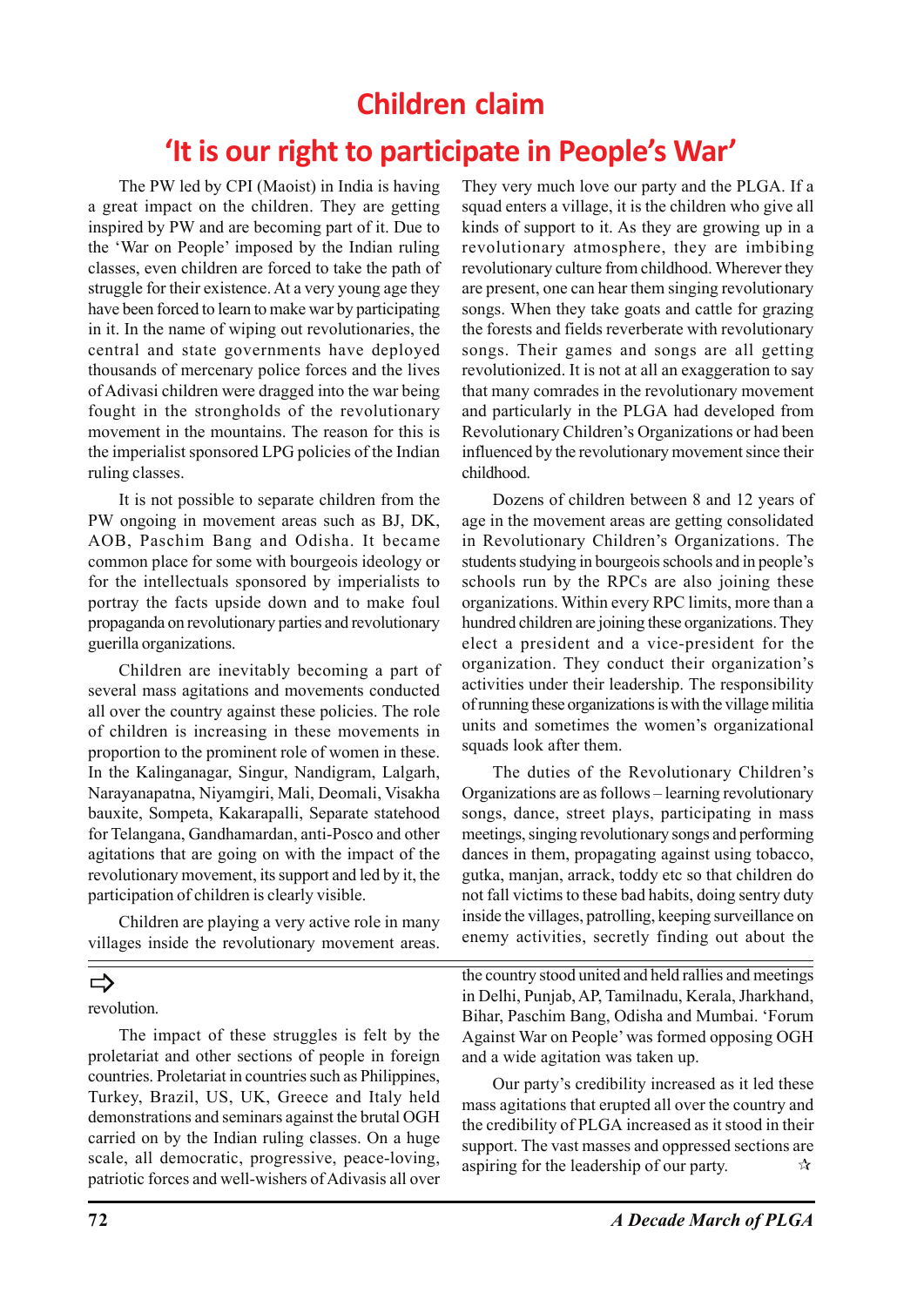# Children claim

# 'It is our right to participate in People's War'

The PW led by CPI (Maoist) in India is having a great impact on the children. They are getting inspired by PW and are becoming part of it. Due to the 'War on People' imposed by the Indian ruling classes, even children are forced to take the path of struggle for their existence. At a very young age they have been forced to learn to make war by participating in it. In the name of wiping out revolutionaries, the central and state governments have deployed thousands of mercenary police forces and the lives of Adivasi children were dragged into the war being fought in the strongholds of the revolutionary movement in the mountains. The reason for this is the imperialist sponsored LPG policies of the Indian ruling classes.

It is not possible to separate children from the PW ongoing in movement areas such as BJ, DK, AOB, Paschim Bang and Odisha. It became common place for some with bourgeois ideology or for the intellectuals sponsored by imperialists to portray the facts upside down and to make foul propaganda on revolutionary parties and revolutionary guerilla organizations.

Children are inevitably becoming a part of several mass agitations and movements conducted all over the country against these policies. The role of children is increasing in these movements in proportion to the prominent role of women in these. In the Kalinganagar, Singur, Nandigram, Lalgarh, Narayanapatna, Niyamgiri, Mali, Deomali, Visakha bauxite, Sompeta, Kakarapalli, Separate statehood for Telangana, Gandhamardan, anti-Posco and other agitations that are going on with the impact of the revolutionary movement, its support and led by it, the participation of children is clearly visible.

Children are playing a very active role in many villages inside the revolutionary movement areas. They very much love our party and the PLGA. If a squad enters a village, it is the children who give all kinds of support to it. As they are growing up in a revolutionary atmosphere, they are imbibing revolutionary culture from childhood. Wherever they are present, one can hear them singing revolutionary songs. When they take goats and cattle for grazing the forests and fields reverberate with revolutionary songs. Their games and songs are all getting revolutionized. It is not at all an exaggeration to say that many comrades in the revolutionary movement and particularly in the PLGA had developed from Revolutionary Children's Organizations or had been influenced by the revolutionary movement since their childhood.

Dozens of children between 8 and 12 years of age in the movement areas are getting consolidated in Revolutionary Children's Organizations. The students studying in bourgeois schools and in people's schools run by the RPCs are also joining these organizations. Within every RPC limits, more than a hundred children are joining these organizations. They elect a president and a vice-president for the organization. They conduct their organization's activities under their leadership. The responsibility of running these organizations is with the village militia units and sometimes the women's organizational squads look after them.

The duties of the Revolutionary Children's Organizations are as follows – learning revolutionary songs, dance, street plays, participating in mass meetings, singing revolutionary songs and performing dances in them, propagating against using tobacco, gutka, manjan, arrack, toddy etc so that children do not fall victims to these bad habits, doing sentry duty inside the villages, patrolling, keeping surveillance on enemy activities, secretly finding out about the

---

⇨

revolution.

The impact of these struggles is felt by the proletariat and other sections of people in foreign countries. Proletariat in countries such as Philippines, Turkey, Brazil, US, UK, Greece and Italy held demonstrations and seminars against the brutal OGH carried on by the Indian ruling classes. On a huge scale, all democratic, progressive, peace-loving, patriotic forces and well-wishers of Adivasis all over the country stood united and held rallies and meetings in Delhi, Punjab, AP, Tamilnadu, Kerala, Jharkhand, Bihar, Paschim Bang, Odisha and Mumbai. 'Forum Against War on People' was formed opposing OGH and a wide agitation was taken up.

Our party's credibility increased as it led these mass agitations that erupted all over the country and the credibility of PLGA increased as it stood in their support. The vast masses and oppressed sections are aspiring for the leadership of our party. ✩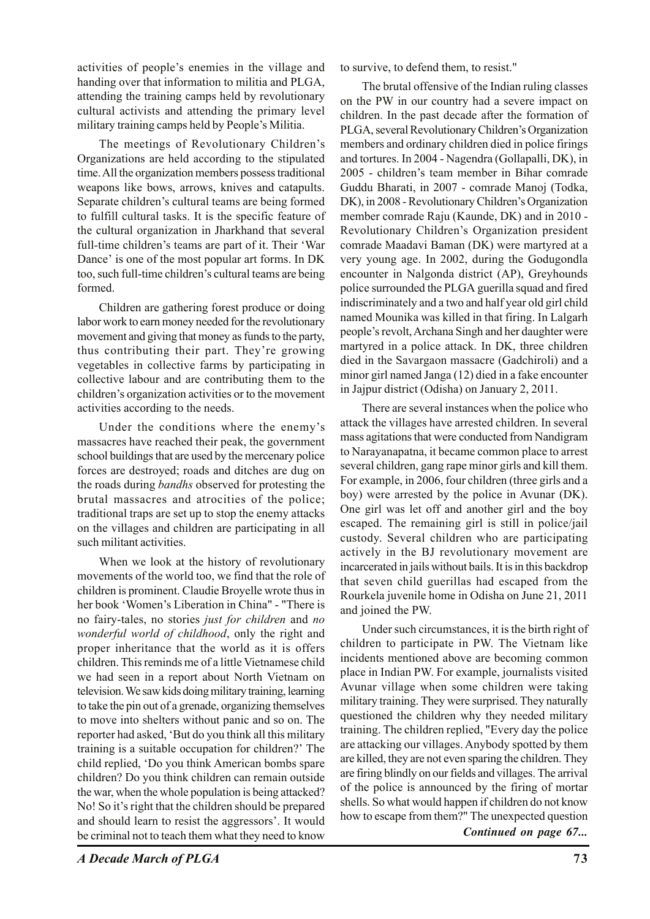activities of people's enemies in the village and handing over that information to militia and PLGA, attending the training camps held by revolutionary cultural activists and attending the primary level military training camps held by People's Militia.

The meetings of Revolutionary Children's Organizations are held according to the stipulated time. All the organization members possess traditional weapons like bows, arrows, knives and catapults. Separate children's cultural teams are being formed to fulfill cultural tasks. It is the specific feature of the cultural organization in Jharkhand that several full-time children's teams are part of it. Their 'War Dance' is one of the most popular art forms. In DK too, such full-time children's cultural teams are being formed.

Children are gathering forest produce or doing labor work to earn money needed for the revolutionary movement and giving that money as funds to the party, thus contributing their part. They're growing vegetables in collective farms by participating in collective labour and are contributing them to the children's organization activities or to the movement activities according to the needs.

Under the conditions where the enemy's massacres have reached their peak, the government school buildings that are used by the mercenary police forces are destroyed; roads and ditches are dug on the roads during *bandhs* observed for protesting the brutal massacres and atrocities of the police; traditional traps are set up to stop the enemy attacks on the villages and children are participating in all such militant activities.

When we look at the history of revolutionary movements of the world too, we find that the role of children is prominent. Claudie Broyelle wrote thus in her book 'Women's Liberation in China" - "There is no fairy-tales, no stories *just for children* and *no wonderful world of childhood*, only the right and proper inheritance that the world as it is offers children. This reminds me of a little Vietnamese child we had seen in a report about North Vietnam on television. We saw kids doing military training, learning to take the pin out of a grenade, organizing themselves to move into shelters without panic and so on. The reporter had asked, 'But do you think all this military training is a suitable occupation for children?' The child replied, 'Do you think American bombs spare children? Do you think children can remain outside the war, when the whole population is being attacked? No! So it's right that the children should be prepared and should learn to resist the aggressors'. It would be criminal not to teach them what they need to know to survive, to defend them, to resist."

The brutal offensive of the Indian ruling classes on the PW in our country had a severe impact on children. In the past decade after the formation of PLGA, several Revolutionary Children's Organization members and ordinary children died in police firings and tortures. In 2004 - Nagendra (Gollapalli, DK), in 2005 - children's team member in Bihar comrade Guddu Bharati, in 2007 - comrade Manoj (Todka, DK), in 2008 - Revolutionary Children's Organization member comrade Raju (Kaunde, DK) and in 2010 - Revolutionary Children's Organization president comrade Maadavi Baman (DK) were martyred at a very young age. In 2002, during the Godugondla encounter in Nalgonda district (AP), Greyhounds police surrounded the PLGA guerilla squad and fired indiscriminately and a two and half year old girl child named Mounika was killed in that firing. In Lalgarh people's revolt, Archana Singh and her daughter were martyred in a police attack. In DK, three children died in the Savargaon massacre (Gadchiroli) and a minor girl named Janga (12) died in a fake encounter in Jajpur district (Odisha) on January 2, 2011.

There are several instances when the police who attack the villages have arrested children. In several mass agitations that were conducted from Nandigram to Narayanapatna, it became common place to arrest several children, gang rape minor girls and kill them. For example, in 2006, four children (three girls and a boy) were arrested by the police in Avunar (DK). One girl was let off and another girl and the boy escaped. The remaining girl is still in police/jail custody. Several children who are participating actively in the BJ revolutionary movement are incarcerated in jails without bails. It is in this backdrop that seven child guerillas had escaped from the Rourkela juvenile home in Odisha on June 21, 2011 and joined the PW.

Under such circumstances, it is the birth right of children to participate in PW. The Vietnam like incidents mentioned above are becoming common place in Indian PW. For example, journalists visited Avunar village when some children were taking military training. They were surprised. They naturally questioned the children why they needed military training. The children replied, "Every day the police are attacking our villages. Anybody spotted by them are killed, they are not even sparing the children. They are firing blindly on our fields and villages. The arrival of the police is announced by the firing of mortar shells. So what would happen if children do not know how to escape from them?" The unexpected question

***Continued on page 67...***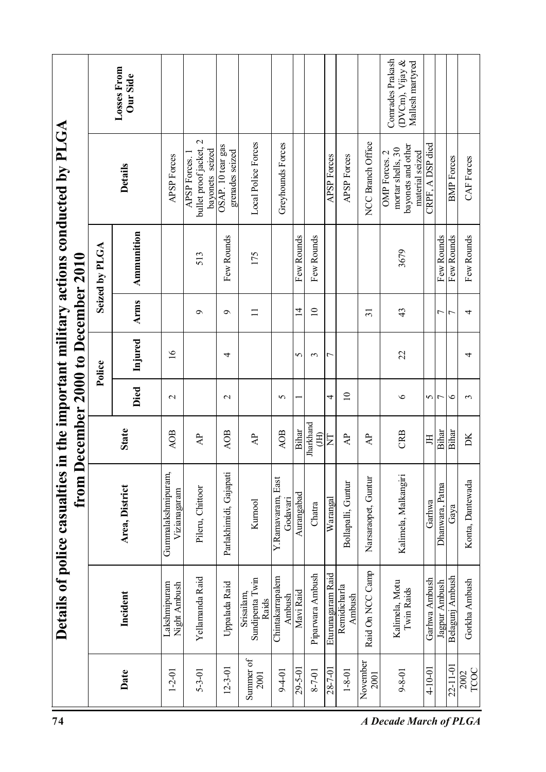# Details of police casualties in the important military actions conducted by PLGA from December 2000 to December 2010

| Date | Incident | Area, District | State | Police | | Seized by PLGA | | Details | Losses From Our Side |
|---|---|---|---|---|---|---|---|---|---|
| | | | | Died | Injured | Arms | Ammunition | | |
| 1-2-01 | Lakshmipuram Night Ambush | Gummalakshmipuram, Vizianagaram | AOB | 2 | 16 | | | APSP Forces | |
| 5-3-01 | Yellamanda Raid | Pileru, Chittoor | AP | | | 9 | 513 | APSP Forces. 1 bullet proof jacket, 2 bayonets seized | |
| 12-3-01 | Uppalada Raid | Parlakhimidi, Gajapati | AOB | 2 | 4 | 9 | Few Rounds | OSAP. 10 tear gas grenades seized | |
| Summer of 2001 | Srisailam, Sundipenta Twin Raids | Kurnool | AP | | | 11 | 175 | Local Police Forces | |
| 9-4-01 | Chintakarrapalem Ambush | Y.Ramavaram, East Godavari | AOB | 5 | | | | Greyhounds Forces | |
| 29-5-01 | Mavi Raid | Aurangabad | Bihar | 1 | 5 | 14 | Few Rounds | | |
| 8-7-01 | Piparwara Ambush | Chatra | Jharkhand (JH) | | 3 | 10 | Few Rounds | | |
| 28-7-01 | Eturunagaram Raid | Warangal | NT | 4 | 7 | | | APSP Forces | |
| 1-8-01 | Remidicharla Ambush | Bollapalli, Guntur | AP | 10 | | | | APSP Forces | |
| November 2001 | Raid On NCC Camp | Narsaraopet, Guntur | AP | | | 31 | | NCC Branch Office | |
| 9-8-01 | Kalimela, Motu Twin Raids | Kalimela, Malkangiri | CRB | 6 | 22 | 43 | 3679 | OMP Forces. 2 mortar shells, 30 bayonets and other material seized | Comrades Prakash (DVCm), Vijay & Mallesh martyred |
| 4-10-01 | Garhwa Ambush | Garhwa | JH | 5 | | | | CRPF, A DSP died | |
| | Jagpur Ambush | Dhanwara, Patna | Bihar | 7 | | 7 | Few Rounds | | |
| 22-11-01 | Belagunj Ambush | Gaya | Bihar | 6 | | 7 | Few Rounds | BMP Forces | |
| 2002 TCOC | Gorkha Ambush | Konta, Dantewada | DK | 3 | 4 | 4 | Few Rounds | CAF Forces | |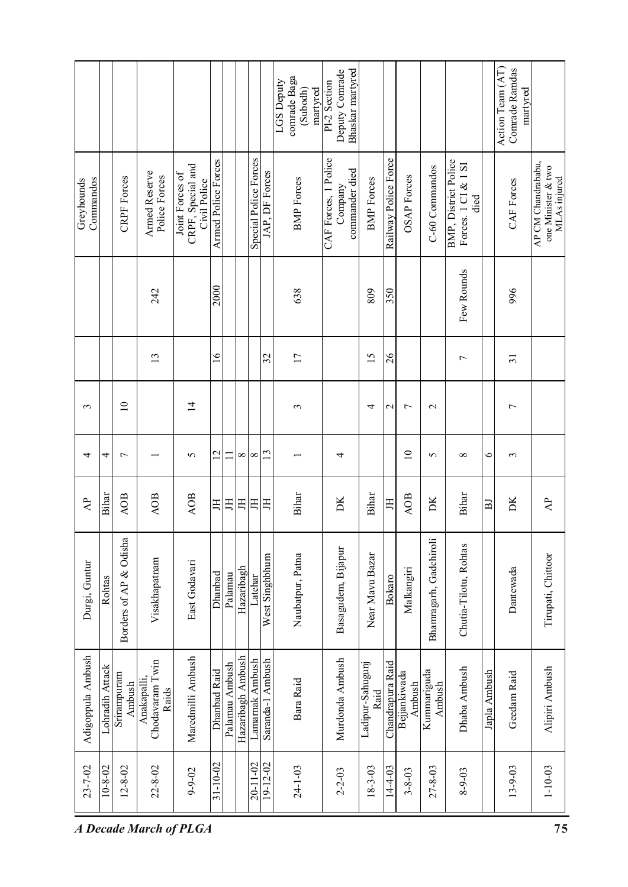| | | | | | | | | | |
|---|---|---|---|---|---|---|---|---|---|
| 23-7-02 | Adigoppula Ambush | Durgi, Guntur | AP | 4 | 3 | | | Greyhounds Commandos | |
| 10-8-02 | Lohradih Attack | Rohtas | Bihar | 4 | | | | | |
| 12-8-02 | Srirampuram Ambush | Borders of AP & Odisha | AOB | 7 | 10 | | | CRPF Forces | |
| 22-8-02 | Anakapalli, Chodavaram Twin Raids | Visakhapatnam | AOB | 1 | | 13 | 242 | Armed Reserve Police Forces | |
| 9-9-02 | Maredmilli Ambush | East Godavari | AOB | 5 | 14 | | | Joint Forces of CRPF, Special and Civil Police | |
| 31-10-02 | Dhanbad Raid | Dhanbad | JH | 12 | | 16 | 2000 | Armed Police Forces | |
| | Palamau Ambush | Palamau | JH | 11 | | | | | |
| | Hazaribagh Ambush | Hazaribagh | JH | 8 | | | | | |
| 20-11-02 | Lamarnak Ambush | Latehar | JH | 8 | | | | Special Police Forces | |
| 19-12-02 | Saranda-1 Ambush | West Singhbhum | JH | 13 | | 32 | | JAP, DF Forces | |
| 24-1-03 | Bara Raid | Naubatpur, Patna | Bihar | 1 | 3 | 17 | 638 | BMP Forces | LGS Deputy comrade Baga (Subodh) martyred |
| 2-2-03 | Murdonda Ambush | Basagudem, Bijapur | DK | 4 | | | | CAF Forces, 1 Police Company commander died | Pl-2 Section Deputy Comrade Bhaskar martyred |
| 18-3-03 | Ladipur-Sahugunj Raid | Near Mavu Bazar | Bihar | | 4 | 15 | 809 | BMP Forces | |
| 14-4-03 | Chandrapura Raid | Bokaro | JH | | 2 | 26 | 350 | Railway Police Force | |
| 3-8-03 | Bejjankiwada Ambush | Malkangiri | AOB | 10 | 7 | | | OSAP Forces | |
| 27-8-03 | Kummariguda Ambush | Bhamragarh, Gadchiroli | DK | 5 | 2 | | | C-60 Commandos | |
| 8-9-03 | Dhaba Ambush | Chutia-Tilotu, Rohtas | Bihar | 8 | | 7 | Few Rounds | BMP, District Police Forces. 1 CI & 1 SI died | |
| | Japla Ambush | | BJ | 6 | | | | | |
| 13-9-03 | Geedam Raid | Dantewada | DK | 3 | 7 | 31 | 996 | CAF Forces | Action Team (AT) Comrade Ramdas martyred |
| 1-10-03 | Alipiri Ambush | Tirupati, Chittoor | AP | | | | | AP CM Chandrababu, one Minister & two MLAs injured | |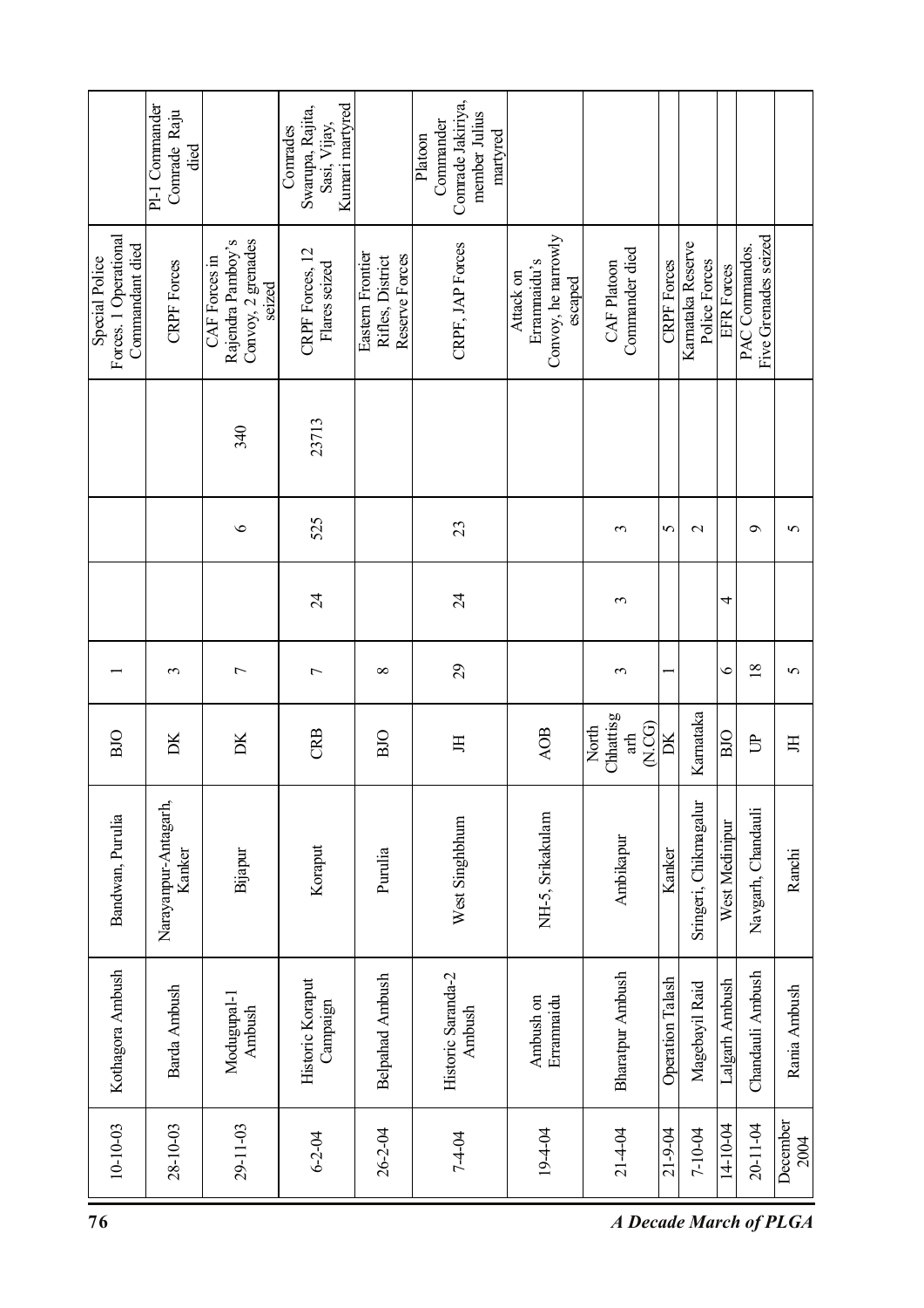| | | | | | | | | | |
|---|---|---|---|---|---|---|---|---|---|
| 10-10-03 | Kothagora Ambush | Bandwan, Purulia | BJO | 1 | | | | Special Police Forces. 1 Operational Commandant died | |
| 28-10-03 | Barda Ambush | Narayanpur-Antagarh, Kanker | DK | 3 | | | | CRPF Forces | Pl-1 Commander Comrade Raju died |
| 29-11-03 | Modugupal-1 Ambush | Bijapur | DK | 7 | | 6 | 340 | CAF Forces in Rajendra Pamboy's Convoy, 2 grenades seized | |
| 6-2-04 | Historic Koraput Campaign | Koraput | CRB | 7 | 24 | 525 | 23713 | CRPF Forces, 12 Flares seized | Comrades Swarupa, Rajita, Sasi, Vijay, Kumari martyred |
| 26-2-04 | Belpahad Ambush | Purulia | BJO | 8 | | | | Eastern Frontier Rifles, District Reserve Forces | |
| 7-4-04 | Historic Saranda-2 Ambush | West Singhbhum | JH | 29 | 24 | 23 | | CRPF, JAP Forces | Platoon Commander Comrade Jakiriya, member Julius martyred |
| 19-4-04 | Ambush on Erramnaidu | NH-5, Srikakulam | AOB | | | | | Attack on Erramnaidu's Convoy, he narrowly escaped | |
| 21-4-04 | Bharatpur Ambush | Ambikapur | North Chhattisgarh (N.CG) | 3 | 3 | 3 | | CAF Platoon Commander died | |
| 21-9-04 | Operation Talash | Kanker | DK | 1 | | 5 | | CRPF Forces | |
| 7-10-04 | Magebayil Raid | Sringeri, Chikmagalur | Karnataka | | | 2 | | Karnataka Reserve Police Forces | |
| 14-10-04 | Lalgarh Ambush | West Medinipur | BJO | 6 | 4 | | | EFR Forces | |
| 20-11-04 | Chandauli Ambush | Navgarh, Chandauli | UP | 18 | | 9 | | PAC Commandos. Five Grenades seized | |
| December 2004 | Rania Ambush | Ranchi | JH | 5 | | 5 | | | |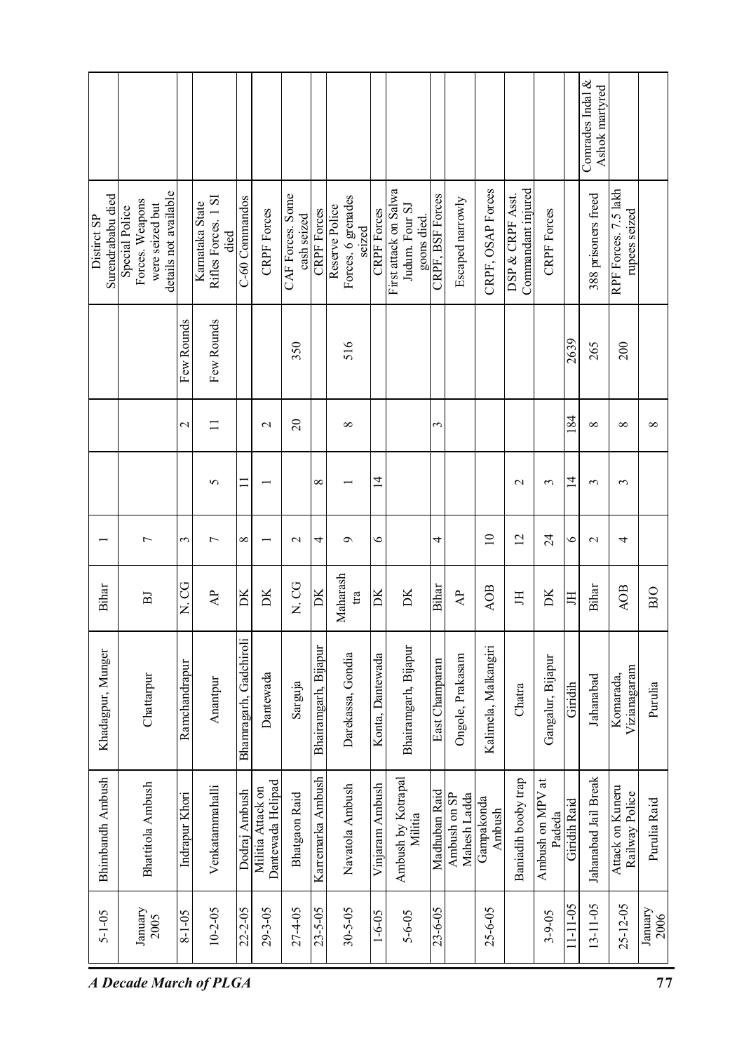| | | | | | | | | | |
|---|---|---|---|---|---|---|---|---|---|
| 5-1-05 | Bhimbandh Ambush | Khadagpur, Munger | Bihar | 1 | | | | Distirct SP Surendrababu died | |
| January 2005 | Bhattitola Ambush | Chattarpur | BJ | 7 | | | | Special Police Forces. Weapons were seized but details not available | |
| 8-1-05 | Indrapur Khori | Ramchandrapur | N. CG | 3 | | 2 | Few Rounds | | |
| 10-2-05 | Venkatammahalli | Anantpur | AP | 7 | 5 | 11 | Few Rounds | Karnataka State Rifles Forces. 1 SI died | |
| 22-2-05 | Dodraj Ambush | Bhamragarh, Gadchiroli | DK | 8 | 11 | | | C-60 Commandos | |
| 29-3-05 | Militia Attack on Dantewada Helipad | Dantewada | DK | 1 | 1 | 2 | | CRPF Forces | |
| 27-4-05 | Bhatgaon Raid | Sarguja | N. CG | 2 | | 20 | 350 | CAF Forces. Some cash seized | |
| 23-5-05 | Karremarka Ambush | Bhairamgarh, Bijapur | DK | 4 | 8 | | | CRPF Forces | |
| 30-5-05 | Navatola Ambush | Darekassa, Gondia | Maharashtra | 9 | 1 | 8 | 516 | Reserve Police Forces. 6 grenades seized | |
| 1-6-05 | Vinjaram Ambush | Konta, Dantewada | DK | 6 | 14 | | | CRPF Forces | |
| 5-6-05 | Ambush by Kotrapal Militia | Bhairamgarh, Bijapur | DK | | | | | First attack on Salwa Judum. Four SJ goons died. | |
| 23-6-05 | Madhuban Raid | East Champaran | Bihar | 4 | | 3 | | CRPF, BSF Forces | |
| | Ambush on SP Mahesh Ladda | Ongole, Prakasam | AP | | | | | Escaped narrowly | |
| 25-6-05 | Gampakonda Ambush | Kalimela, Malkangiri | AOB | 10 | | | | CRPF, OSAP Forces | |
| | Baniadih booby trap | Chatra | JH | 12 | 2 | | | DSP & CRPF Asst. Commandant injured | |
| 3-9-05 | Ambush on MPV at Padeda | Gangalur, Bijapur | DK | 24 | 3 | | | CRPF Forces | |
| 11-11-05 | Giridih Raid | Giridih | JH | 6 | 14 | 184 | 2639 | | |
| 13-11-05 | Jahanabad Jail Break | Jahanabad | Bihar | 2 | 3 | 8 | 265 | 388 prisoners freed | Comrades Indal & Ashok martyred |
| 25-12-05 | Attack on Kuneru Railway Police | Komarada, Vizianagaram | AOB | 4 | 3 | 8 | 200 | RPF Forces. 7.5 lakh rupees seized | |
| January 2006 | Purulia Raid | Purulia | BJO | | | 8 | | | |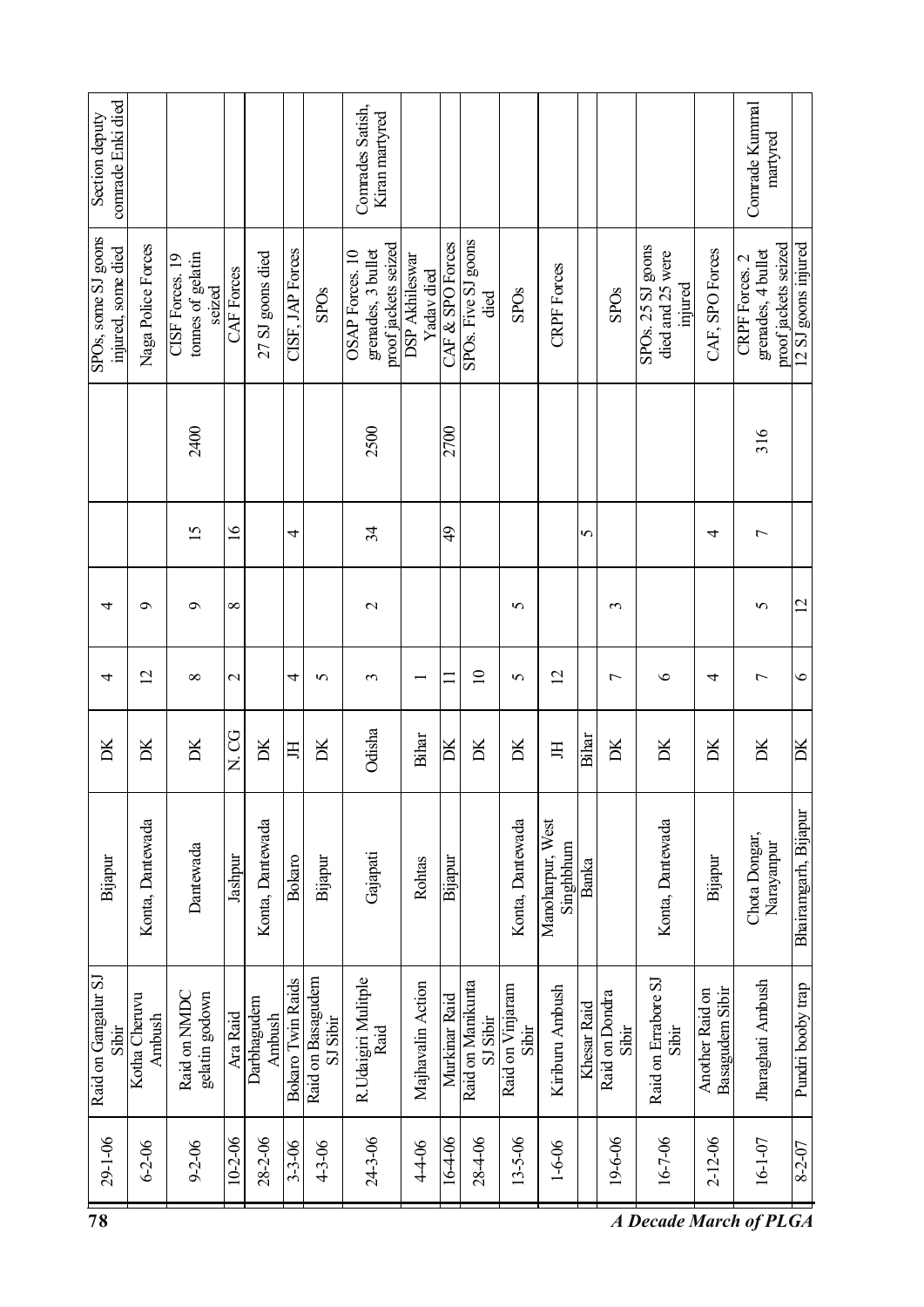| | | | | | | | | | |
|---|---|---|---|---|---|---|---|---|---|
| 29-1-06 | Raid on Gangalur SJ Sibir | Bijapur | DK | 4 | 4 | | | SPOs, some SJ goons injured, some died | Section deputy comrade Enki died |
| 6-2-06 | Kotha Cheruvu Ambush | Konta, Dantewada | DK | 12 | 9 | | | Naga Police Forces | |
| 9-2-06 | Raid on NMDC gelatin godown | Dantewada | DK | 8 | 9 | 15 | 2400 | CISF Forces. 19 tonnes of gelatin seized | |
| 10-2-06 | Ara Raid | Jashpur | N.CG | 2 | 8 | 16 | | CAF Forces | |
| 28-2-06 | Darbhagudem Ambush | Konta, Dantewada | DK | | | | | 27 SJ goons died | |
| 3-3-06 | Bokaro Twin Raids | Bokaro | JH | 4 | | 4 | | CISF, JAP Forces | |
| 4-3-06 | Raid on Basagudem SJ Sibir | Bijapur | DK | 5 | | | | SPOs | |
| 24-3-06 | R.Udaigiri Mulitple Raid | Gajapati | Odisha | 3 | 2 | 34 | 2500 | OSAP Forces. 10 grenades, 3 bullet proof jackets seized | Comrades Satish, Kiran martyred |
| 4-4-06 | Majhavalin Action | Rohtas | Bihar | 1 | | | | DSP Akhileswar Yadav died | |
| 16-4-06 | Murkinar Raid | Bijapur | DK | 11 | | 49 | 2700 | CAF & SPO Forces | |
| 28-4-06 | Raid on Manikunta SJ Sibir | | DK | 10 | | | | SPOs. Five SJ goons died | |
| 13-5-06 | Raid on Vinjaram Sibir | Konta, Dantewada | DK | 5 | 5 | | | SPOs | |
| 1-6-06 | Kiriburu Ambush | Manoharpur, West Singhbhum | JH | 12 | | | | CRPF Forces | |
| | Khesar Raid | Banka | Bihar | | | 5 | | | |
| 19-6-06 | Raid on Dondra Sibir | | DK | 7 | 3 | | | SPOs | |
| 16-7-06 | Raid on Errabore SJ Sibir | Konta, Dantewada | DK | 6 | | | | SPOs. 25 SJ goons died and 25 were injured | |
| 2-12-06 | Another Raid on Basagudem Sibir | Bijapur | DK | 4 | | 4 | | CAF, SPO Forces | |
| 16-1-07 | Jharaghati Ambush | Chota Dongar, Narayanpur | DK | 7 | 5 | 7 | 316 | CRPF Forces. 2 grenades, 4 bullet proof jackets seized | Comrade Kummal martyred |
| 8-2-07 | Pundri booby trap | Bhairamgarh, Bijapur | DK | 6 | 12 | | | 12 SJ goons injured | |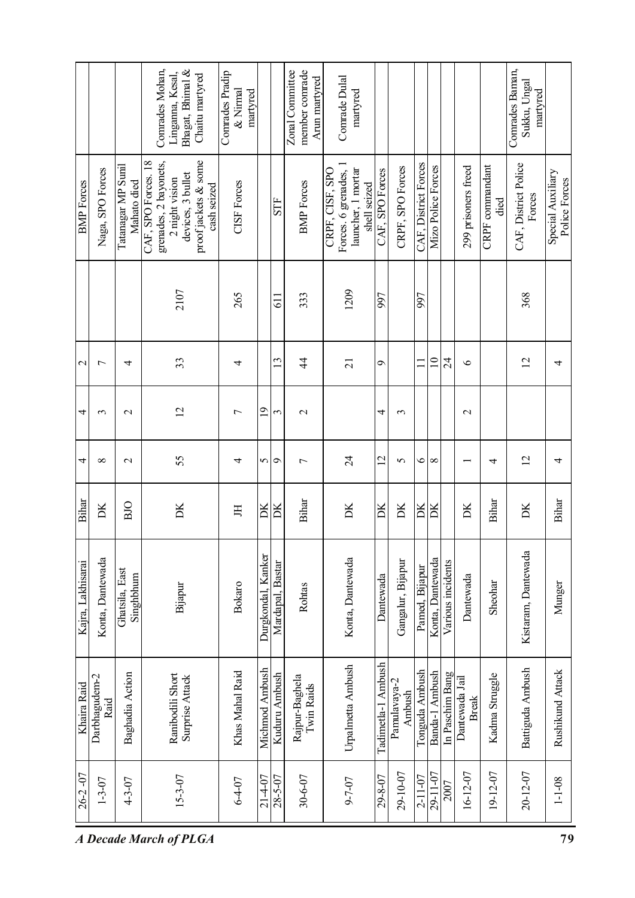| | | | | | | | | | |
|---|---|---|---|---|---|---|---|---|---|
| 26-2-07 | Khaira Raid | Kajra, Lakhisarai | Bihar | 4 | 4 | 2 | | BMP Forces | |
| 1-3-07 | Darbhagudem-2 Raid | Konta, Dantewada | DK | 8 | 3 | 7 | | Naga, SPO Forces | |
| 4-3-07 | Baghadia Action | Ghatsila, East Singhbhum | BJO | 2 | 2 | 4 | | Tatanagar MP Sunil Mahato died | |
| 15-3-07 | Ranibodili Short Surprise Attack | Bijapur | DK | 55 | 12 | 33 | 2107 | CAF, SPO Forces. 18 grenades, 2 bayonets, 2 night vision devices, 3 bullet proof jackets & some cash seized | Comrades Mohan, Linganna, Kesal, Bhagat, Bhimal & Chaitu martyred |
| 6-4-07 | Khas Mahal Raid | Bokaro | JH | 4 | 7 | 4 | 265 | CISF Forces | Comrades Pradip & Nirmal martyred |
| 21-4-07 | Michmod Ambush | Durgkondal, Kanker | DK | 5 | 19 | | | | |
| 28-5-07 | Kuduru Ambush | Mardapal, Bastar | DK | 9 | 3 | 13 | 611 | STF | |
| 30-6-07 | Rajpur-Baghela Twin Raids | Rohtas | Bihar | 7 | 2 | 44 | 333 | BMP Forces | Zonal Committee member comrade Arun martyred |
| 9-7-07 | Urpalmetta Ambush | Konta, Dantewada | DK | 24 | | 21 | 1209 | CRPF, CISF, SPO Forces. 6 grenades, 1 launcher, 1 mortar shell seized | Comrade Dulal martyred |
| 29-8-07 | Tadimetla-1 Ambush | Dantewada | DK | 12 | 4 | 9 | 997 | CAF, SPO Forces | |
| 29-10-07 | Pamulavaya-2 Ambush | Gangalur, Bijapur | DK | 5 | 3 | | | CRPF, SPO Forces | |
| 2-11-07 | Tonguda Ambush | Pamed, Bijapur | DK | 6 | | 11 | 997 | CAF, District Forces | |
| 29-11-07 | Banda-1 Ambush | Konta, Dantewada | DK | 8 | | 10 | | Mizo Police Forces | |
| 2007 | In Paschim Bang | Various incidents | | | | 24 | | | |
| 16-12-07 | Dantewada Jail Break | Dantewada | DK | 1 | 2 | 6 | | 299 prisoners freed | |
| 19-12-07 | Kadma Struggle | Sheohar | Bihar | 4 | | | | CRPF commandant died | |
| 20-12-07 | Battiguda Ambush | Kistaram, Dantewada | DK | 12 | | 12 | 368 | CAF, District Police Forces | Comrades Baman, Sukku, Ungal martyred |
| 1-1-08 | Rushikund Attack | Munger | Bihar | 4 | | 4 | | Special Auxiliary Police Forces | |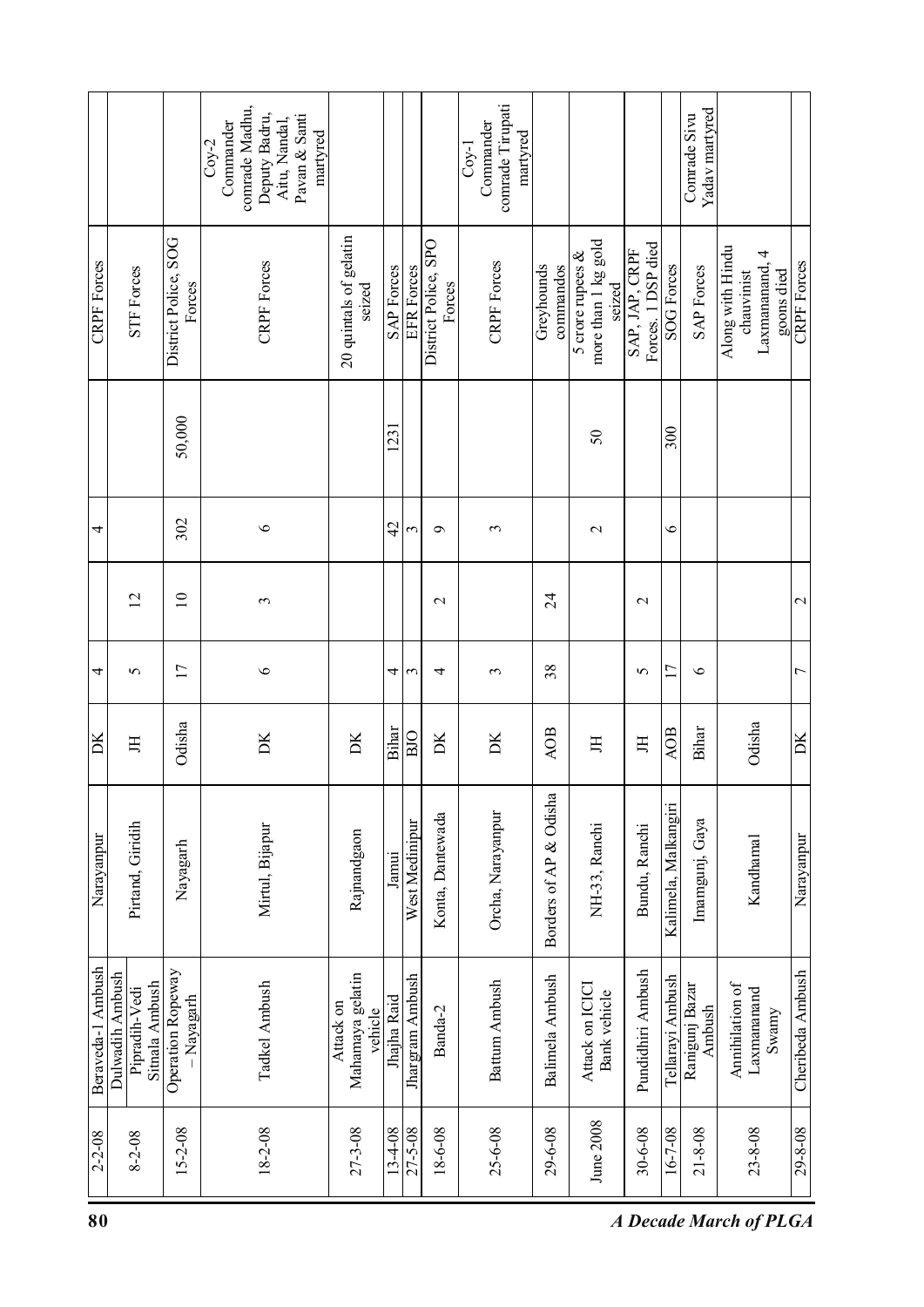| | | | | | | | | | |
|---|---|---|---|---|---|---|---|---|---|
| 2-2-08 | Beraveda-1 Ambush | Narayanpur | DK | 4 | | 4 | | CRPF Forces | |
| 8-2-08 | Dulwadih Ambush<br>Pipradih-Vedi Sitnala Ambush | Pirtand, Giridih | JH | 5 | 12 | | | STF Forces | |
| 15-2-08 | Operation Ropeway – Nayagarh | Nayagarh | Odisha | 17 | 10 | 302 | 50,000 | District Police, SOG Forces | |
| 18-2-08 | Tadkel Ambush | Mirtul, Bijapur | DK | 6 | 3 | 6 | | CRPF Forces | Coy-2 Commander comrade Madhu, Deputy Badru, Aitu, Nandal, Pavan & Santi martyred |
| 27-3-08 | Attack on Mahamaya gelatin vehicle | Rajnandgaon | DK | | | | | 20 quintals of gelatin seized | |
| 13-4-08 | Jhajha Raid | Jamui | Bihar | 4 | | 42 | 1231 | SAP Forces | |
| 27-5-08 | Jhargram Ambush | West Medinipur | BJO | 3 | | 3 | | EFR Forces | |
| 18-6-08 | Banda-2 | Konta, Dantewada | DK | 4 | 2 | 9 | | District Police, SPO Forces | |
| 25-6-08 | Battum Ambush | Orcha, Narayanpur | DK | 3 | | 3 | | CRPF Forces | Coy-1 Commander comrade Tirupati martyred |
| 29-6-08 | Balimela Ambush | Borders of AP & Odisha | AOB | 38 | 24 | | | Greyhounds commandos | |
| June 2008 | Attack on ICICI Bank vehicle | NH-33, Ranchi | JH | | | 2 | 50 | 5 crore rupees & more than 1 kg gold seized | |
| 30-6-08 | Pundidhiri Ambush | Bundu, Ranchi | JH | 5 | 2 | | | SAP, JAP, CRPF Forces. 1 DSP died | |
| 16-7-08 | Tellarayi Ambush | Kalimela, Malkangiri | AOB | 17 | | 6 | 300 | SOG Forces | |
| 21-8-08 | Ranigunj Bazar Ambush | Imamgunj, Gaya | Bihar | 6 | | | | SAP Forces | Comrade Sivu Yadav martyred |
| 23-8-08 | Annihilation of Laxmananand Swamy | Kandhamal | Odisha | | | | | Along with Hindu chauvinist Laxmananand, 4 goons died | |
| 29-8-08 | Cheribeda Ambush | Narayanpur | DK | 7 | 2 | | | CRPF Forces | |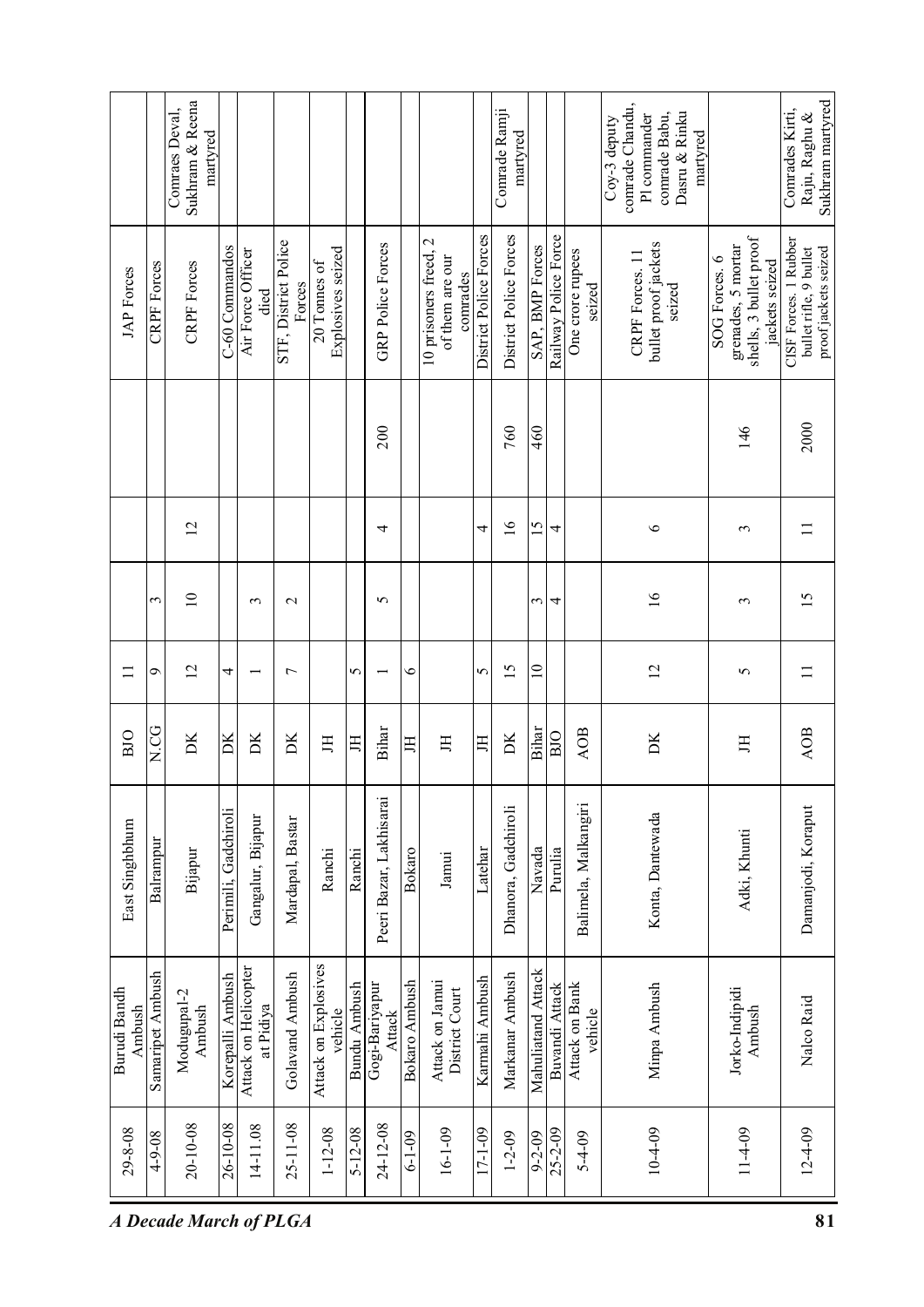| | | | | | | | | | |
|---|---|---|---|---|---|---|---|---|---|
| 29-8-08 | Burudi Bandh Ambush | East Singhbhum | BJO | 11 | | | | JAP Forces | |
| 4-9-08 | Samaripet Ambush | Balrampur | N.CG | 9 | 3 | | | CRPF Forces | |
| 20-10-08 | Modugupal-2 Ambush | Bijapur | DK | 12 | 10 | 12 | | CRPF Forces | Comraes Deval, Sukhram & Reena martyred |
| 26-10-08 | Korepalli Ambush | Perimili, Gadchiroli | DK | 4 | | | | C-60 Commandos | |
| 14-11.08 | Attack on Helicopter at Pidiya | Gangalur, Bijapur | DK | 1 | 3 | | | Air Force Officer died | |
| 25-11-08 | Golavand Ambush | Mardapal, Bastar | DK | 7 | 2 | | | STF, District Police Forces | |
| 1-12-08 | Attack on Explosives vehicle | Ranchi | JH | | | | | 20 Tonnes of Explosives seized | |
| 5-12-08 | Bundu Ambush | Ranchi | JH | 5 | | | | | |
| 24-12-08 | Gogi-Bariyapur Attack | Peeri Bazar, Lakhisarai | Bihar | 1 | 5 | 4 | 200 | GRP Police Forces | |
| 6-1-09 | Bokaro Ambush | Bokaro | JH | 6 | | | | | |
| 16-1-09 | Attack on Jamui District Court | Jamui | JH | | | | | 10 prisoners freed, 2 of them are our comrades | |
| 17-1-09 | Karmahi Ambush | Latehar | JH | 5 | | 4 | | District Police Forces | |
| 1-2-09 | Markanar Ambush | Dhanora, Gadchiroli | DK | 15 | | 16 | 760 | District Police Forces | Comrade Ramji martyred |
| 9-2-09 | Mahuliatand Attack | Navada | Bihar | 10 | 3 | 15 | 460 | SAP, BMP Forces | |
| 25-2-09 | Buvandi Attack | Purulia | BJO | | 4 | 4 | | Railway Police Fore | |
| 5-4-09 | Attack on Bank vehicle | Balimela, Malkangiri | AOB | | | | | One crore rupees seized | |
| 10-4-09 | Minpa Ambush | Konta, Dantewada | DK | 12 | 16 | 6 | | CRPF Forces. 11 bullet proof jackets seized | Coy-3 deputy comrade Chandu, Pl commander comrade Babu, Dasru & Rinku martyred |
| 11-4-09 | Jorko-Indipidi Ambush | Adki, Khunti | JH | 5 | 3 | 3 | 146 | SOG Forces. 6 grenades, 5 mortar shells, 3 bullet proof jackets seized | |
| 12-4-09 | Nalco Raid | Damanjodi, Koraput | AOB | 11 | 15 | 11 | 2000 | CISF Forces. 1 Rubber bullet rifle, 9 bullet proof jackets seized | Comrades Kirti, Raju, Raghu & Sukhram martyred |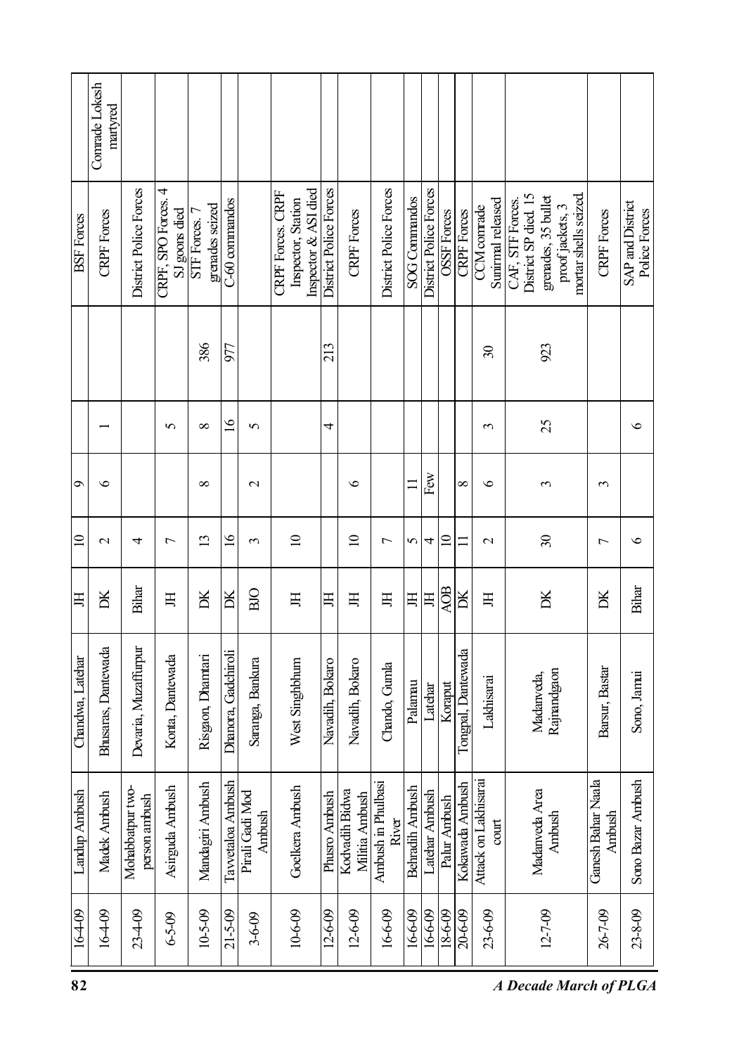| | | | | | | | | | |
|---|---|---|---|---|---|---|---|---|---|
| 16-4-09 | Landup Ambush | Chandwa, Latehar | JH | 10 | 9 | | | BSF Forces | |
| 16-4-09 | Madek Ambush | Bhusaras, Dantewada | DK | 2 | 6 | 1 | | CRPF Forces | Comrade Lokesh martyred |
| 23-4-09 | Mohabbatpur two-person ambush | Devaria, Muzaffurpur | Bihar | 4 | | | | District Police Forces | |
| 6-5-09 | Asirguda Ambush | Konta, Dantewada | JH | 7 | | 5 | | CRPF, SPO Forces. 4 SJ goons died | |
| 10-5-09 | Mandagiri Ambush | Risgaon, Dhamtari | DK | 13 | 8 | 8 | 386 | STF Forces. 7 grenades seized | |
| 21-5-09 | Tawetaloa Ambush | Dhanora, Gadchiroli | DK | 16 | | 16 | 977 | C-60 commandos | |
| 3-6-09 | Pirali Gadi Mod Ambush | Saranga, Bankura | BJO | 3 | 2 | 5 | | | |
| 10-6-09 | Goelkera Ambush | West Singhbhum | JH | 10 | | | | CRPF Forces. CRPF Inspector, Station Inspector & ASI died | |
| 12-6-09 | Phusro Ambush | Navadih, Bokaro | JH | | | 4 | 213 | District Police Forces | |
| 12-6-09 | Kodvadih Bidwa Militia Ambush | Navadih, Bokaro | JH | 10 | 6 | | | CRPF Forces | |
| 16-6-09 | Ambush in Phulbasi River | Chando, Gumla | JH | 7 | | | | District Police Forces | |
| 16-6-09 | Behradih Ambush | Palamau | JH | 5 | 11 | | | SOG Commandos | |
| 16-6-09 | Latehar Ambush | Latehar | JH | 4 | Few | | | District Police Forces | |
| 18-6-09 | Palur Ambush | Koraput | AOB | 10 | | | | OSSF Forces | |
| 20-6-09 | Kokawada Ambush | Tongpal, Dantewada | DK | 11 | 8 | | | CRPF Forces | |
| 23-6-09 | Attack on Lakhisarai court | Lakhisarai | JH | 2 | 6 | 3 | 30 | CCM comrade Sunirmal released | |
| 12-7-09 | Madanveda Area Ambush | Madanveda, Rajnandgaon | DK | 30 | 3 | 25 | 923 | CAF, STF Forces. District SP died. 15 grenades, 35 bullet proof jackets, 3 mortar shells seized. | |
| 26-7-09 | Ganesh Bahar Naala Ambush | Barsur, Bastar | DK | 7 | 3 | | | CRPF Forces | |
| 23-8-09 | Sono Bazar Ambush | Sono, Jamui | Bihar | 6 | | 6 | | SAP and District Police Forces | |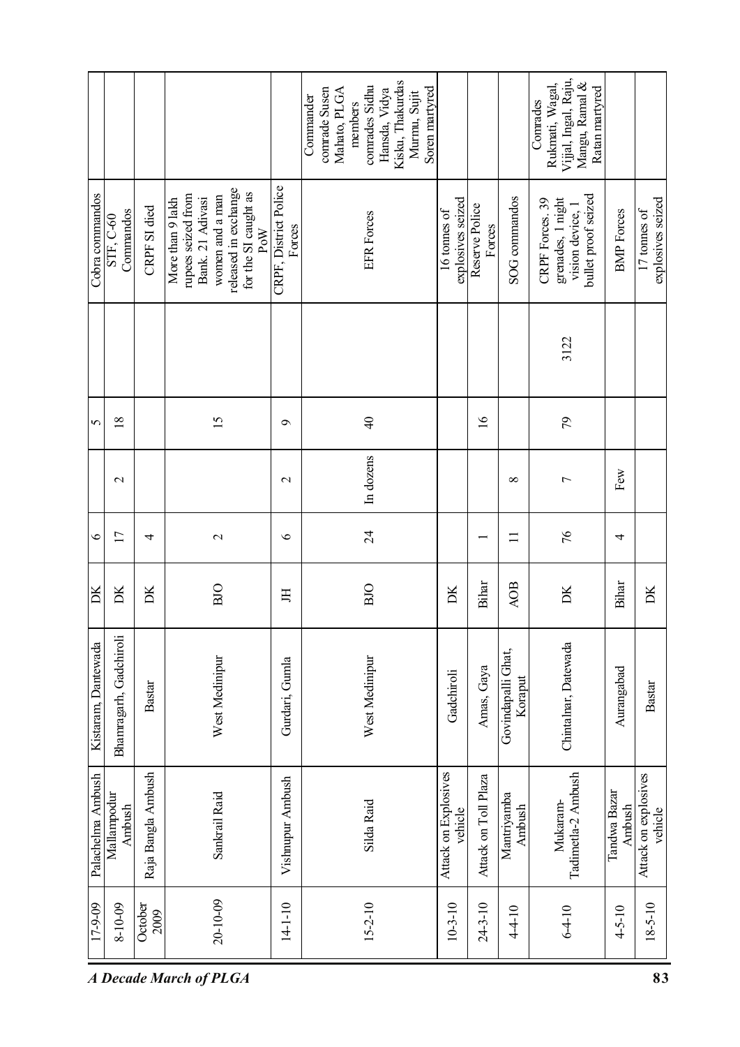| | | | | | | | | | |
|---|---|---|---|---|---|---|---|---|---|
| 17-9-09 | Palachelma Ambush | Kistaram, Dantewada | DK | 6 | | 5 | | Cobra commandos | |
| 8-10-09 | Mallampodur Ambush | Bhamragarh, Gadchiroli | DK | 17 | 2 | 18 | | STF, C-60 Commandos | |
| October 2009 | Raja Bangla Ambush | Bastar | DK | 4 | | | | CRPF SI died | |
| 20-10-09 | Sankrail Raid | West Medinipur | BJO | 2 | | 15 | | More than 9 lakh rupees seized from Bank. 21 Adivasi women and a man released in exchange for the SI caught as PoW | |
| 14-1-10 | Vishnupur Ambush | Gurdari, Gumla | JH | 6 | 2 | 9 | | CRPF, District Police Forces | |
| 15-2-10 | Silda Raid | West Medinipur | BJO | 24 | In dozens | 40 | | EFR Forces | Commander comrade Susen Mahato, PLGA members comrades Sidhu Hansda, Vidya Kisku, Thakurdas Murmu, Sujit Soren martyred |
| 10-3-10 | Attack on Explosives vehicle | Gadchiroli | DK | | | | | 16 tonnes of explosives seized | |
| 24-3-10 | Attack on Toll Plaza | Amas, Gaya | Bihar | 1 | | 16 | | Reserve Police Forces | |
| 4-4-10 | Mantriyamba Ambush | Govindapalli Ghat, Koraput | AOB | 11 | 8 | | | SOG commandos | |
| 6-4-10 | Mukaram-Tadimetla-2 Ambush | Chintalnar, Datewada | DK | 76 | 7 | 79 | 3122 | CRPF Forces. 39 grenades, 1 night vision device, 1 bullet proof seized | Comrades Rukmati, Wagal, Vijjal, Ingal, Raju, Mangu, Ramal & Ratan martyred |
| 4-5-10 | Tandwa Bazar Ambush | Aurangabad | Bihar | 4 | Few | | | BMP Forces | |
| 18-5-10 | Attack on explosives vehicle | Bastar | DK | | | | | 17 tonnes of explosives seized | |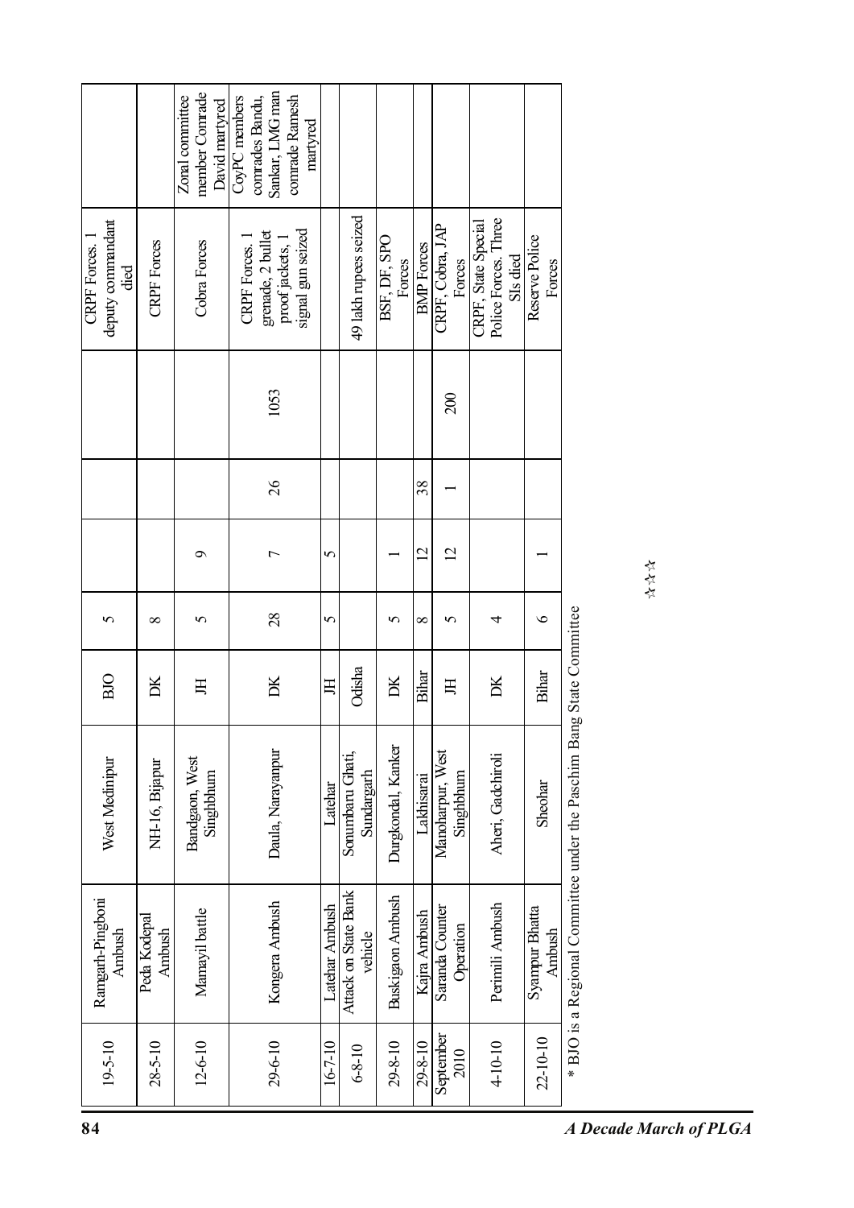| | | | | | | | | | |
|---|---|---|---|---|---|---|---|---|---|
| 19-5-10 | Ramgarh-Pingboni Ambush | West Medinipur | BJO | 5 | | | | CRPF Forces. 1 deputy commandant died | |
| 28-5-10 | Peda Kodepal Ambush | NH-16, Bijapur | DK | 8 | | | | CRPF Forces | |
| 12-6-10 | Mamayil battle | Bandgaon, West Singhbhum | JH | 5 | 9 | | | Cobra Forces | Zonal committee member Comrade David martyred |
| 29-6-10 | Kongera Ambush | Daula, Narayanpur | DK | 28 | 7 | 26 | 1053 | CRPF Forces. 1 grenade, 2 bullet proof jackets, 1 signal gun seized | CoyPC members comrades Bandu, Sankar, LMG man comrade Ramesh martyred |
| 16-7-10 | Latehar Ambush | Latehar | JH | 5 | 5 | | | | |
| 6-8-10 | Attack on State Bank vehicle | Sonumbaru Ghati, Sundargarh | Odisha | | | | | 49 lakh rupees seized | |
| 29-8-10 | Buskigaon Ambush | Durgkondal, Kanker | DK | 5 | 1 | | | BSF, DF, SPO Forces | |
| 29-8-10 | Kajra Ambush | Lakhisarai | Bihar | 8 | 12 | 38 | | BMP Forces | |
| September 2010 | Saranda Counter Operation | Manoharpur, West Singhbhum | JH | 5 | 12 | 1 | 200 | CRPF, Cobra, JAP Forces | |
| 4-10-10 | Perimili Ambush | Aheri, Gadchiroli | DK | 4 | | | | CRPF, State Special Police Forces. Three SIs died | |
| 22-10-10 | Syampur Bhatta Ambush | Sheohar | Bihar | 6 | 1 | | | Reserve Police Forces | |

* BJO is a Regional Committee under the Paschim Bang State Committee

☆☆☆